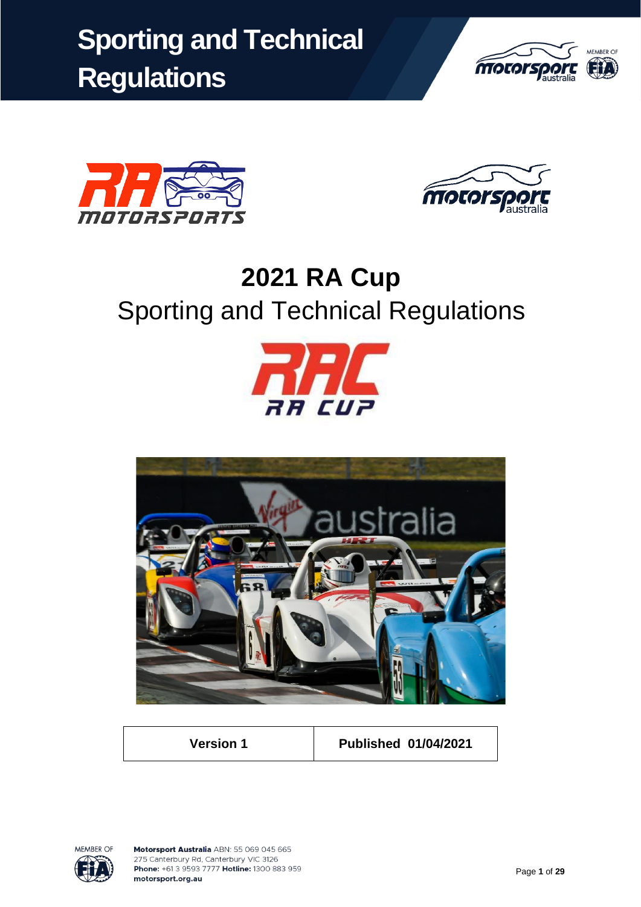# Sporting and Technical Regulations

# 2021 RA Cup

## Sporting and Technical Regulations

| | |
|---|---|
| **Version 1** | **Published 01/04/2021** |

**Motorsport Australia** ABN: 55 069 045 665
275 Canterbury Rd, Canterbury VIC 3126
**Phone:** +61 3 9593 7777 **Hotline:** 1300 883 959
motorsport.org.au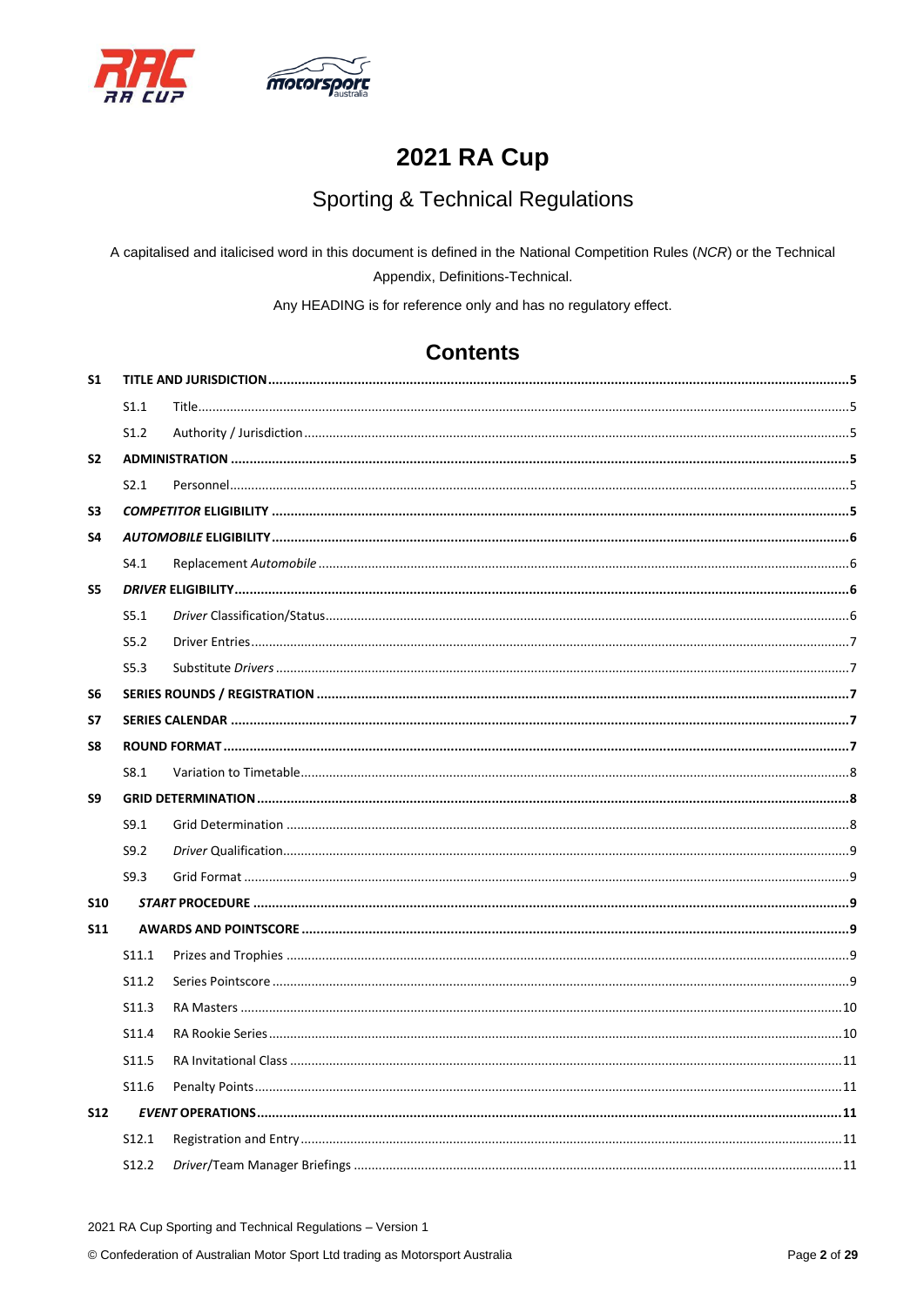# 2021 RA Cup

## Sporting & Technical Regulations

A capitalised and italicised word in this document is defined in the National Competition Rules (*NCR*) or the Technical Appendix, Definitions-Technical.

Any HEADING is for reference only and has no regulatory effect.

## Contents

| | | |
|---|---|---|
| **S1** | **TITLE AND JURISDICTION** | **5** |
| S1.1 | Title | 5 |
| S1.2 | Authority / Jurisdiction | 5 |
| **S2** | **ADMINISTRATION** | **5** |
| S2.1 | Personnel | 5 |
| **S3** | ***COMPETITOR* ELIGIBILITY** | **5** |
| **S4** | ***AUTOMOBILE* ELIGIBILITY** | **6** |
| S4.1 | Replacement *Automobile* | 6 |
| **S5** | ***DRIVER* ELIGIBILITY** | **6** |
| S5.1 | *Driver* Classification/Status | 6 |
| S5.2 | Driver Entries | 7 |
| S5.3 | Substitute *Drivers* | 7 |
| **S6** | **SERIES ROUNDS / REGISTRATION** | **7** |
| **S7** | **SERIES CALENDAR** | **7** |
| **S8** | **ROUND FORMAT** | **7** |
| S8.1 | Variation to Timetable | 8 |
| **S9** | **GRID DETERMINATION** | **8** |
| S9.1 | Grid Determination | 8 |
| S9.2 | *Driver* Qualification | 9 |
| S9.3 | Grid Format | 9 |
| **S10** | ***START* PROCEDURE** | **9** |
| **S11** | **AWARDS AND POINTSCORE** | **9** |
| S11.1 | Prizes and Trophies | 9 |
| S11.2 | Series Pointscore | 9 |
| S11.3 | RA Masters | 10 |
| S11.4 | RA Rookie Series | 10 |
| S11.5 | RA Invitational Class | 11 |
| S11.6 | Penalty Points | 11 |
| **S12** | ***EVENT* OPERATIONS** | **11** |
| S12.1 | Registration and Entry | 11 |
| S12.2 | *Driver*/Team Manager Briefings | 11 |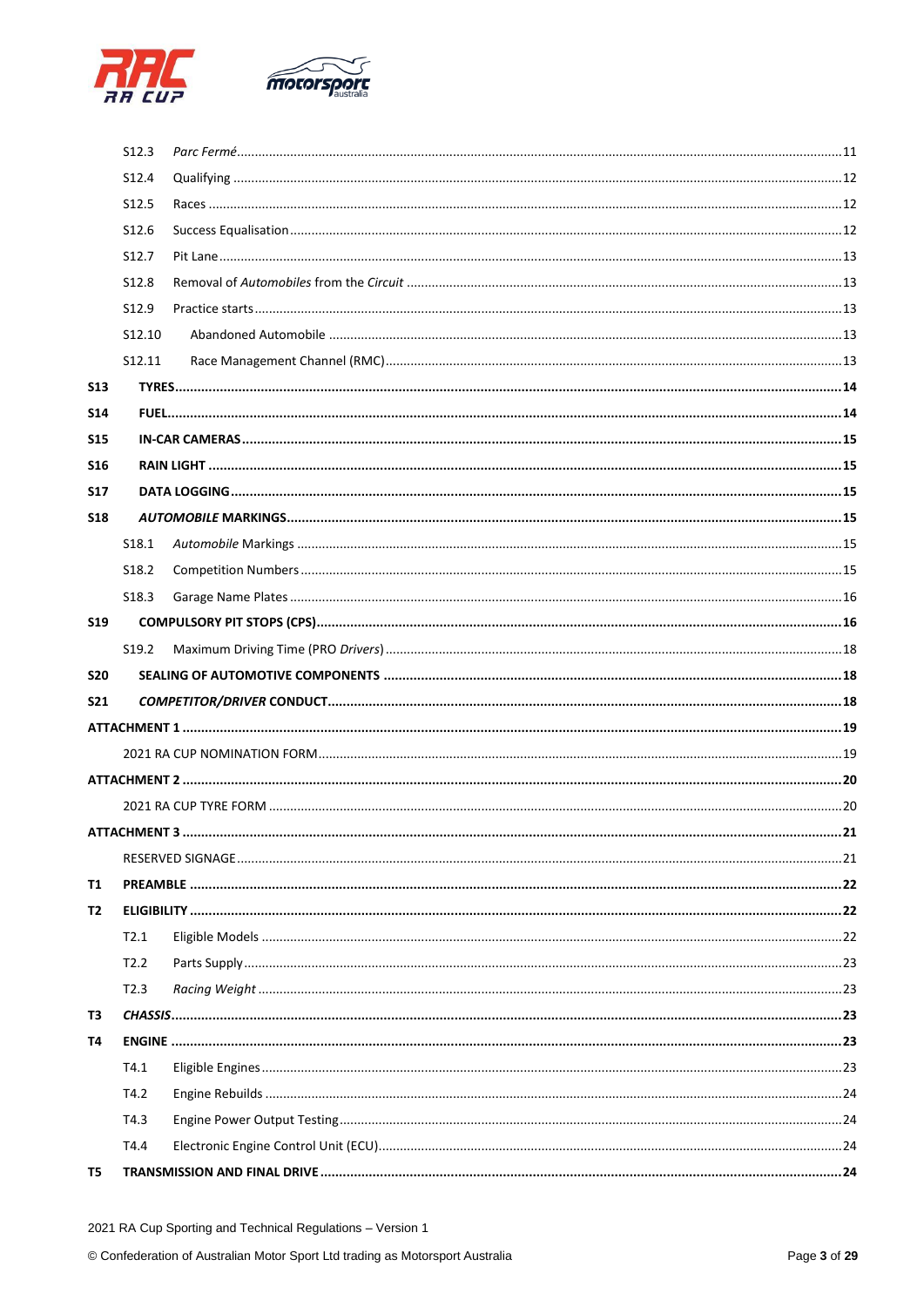| | | |
|---|---|---|
| S12.3 | *Parc Fermé* | 11 |
| S12.4 | Qualifying | 12 |
| S12.5 | Races | 12 |
| S12.6 | Success Equalisation | 12 |
| S12.7 | Pit Lane | 13 |
| S12.8 | Removal of *Automobiles* from the *Circuit* | 13 |
| S12.9 | Practice starts | 13 |
| S12.10 | Abandoned Automobile | 13 |
| S12.11 | Race Management Channel (RMC) | 13 |
| **S13** | **TYRES** | **14** |
| **S14** | **FUEL** | **14** |
| **S15** | **IN-CAR CAMERAS** | **15** |
| **S16** | **RAIN LIGHT** | **15** |
| **S17** | **DATA LOGGING** | **15** |
| **S18** | ***AUTOMOBILE* MARKINGS** | **15** |
| S18.1 | *Automobile* Markings | 15 |
| S18.2 | Competition Numbers | 15 |
| S18.3 | Garage Name Plates | 16 |
| **S19** | **COMPULSORY PIT STOPS (CPS)** | **16** |
| S19.2 | Maximum Driving Time (PRO *Drivers*) | 18 |
| **S20** | **SEALING OF AUTOMOTIVE COMPONENTS** | **18** |
| **S21** | ***COMPETITOR/DRIVER* CONDUCT** | **18** |
| **ATTACHMENT 1** | | **19** |
| | 2021 RA CUP NOMINATION FORM | 19 |
| **ATTACHMENT 2** | | **20** |
| | 2021 RA CUP TYRE FORM | 20 |
| **ATTACHMENT 3** | | **21** |
| | RESERVED SIGNAGE | 21 |
| **T1** | **PREAMBLE** | **22** |
| **T2** | **ELIGIBILITY** | **22** |
| T2.1 | Eligible Models | 22 |
| T2.2 | Parts Supply | 23 |
| T2.3 | *Racing Weight* | 23 |
| **T3** | ***CHASSIS*** | **23** |
| **T4** | **ENGINE** | **23** |
| T4.1 | Eligible Engines | 23 |
| T4.2 | Engine Rebuilds | 24 |
| T4.3 | Engine Power Output Testing | 24 |
| T4.4 | Electronic Engine Control Unit (ECU) | 24 |
| **T5** | **TRANSMISSION AND FINAL DRIVE** | **24** |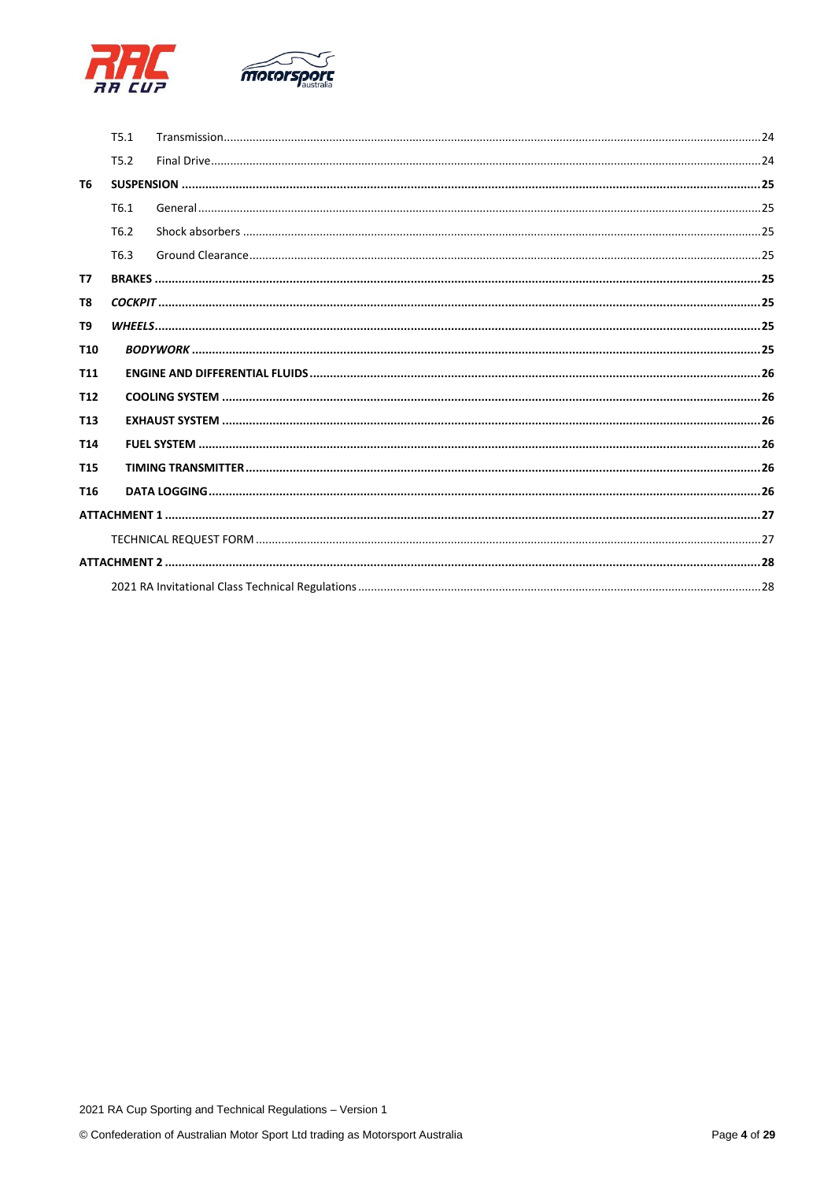| | | |
|---|---|---|
| T5.1 | Transmission | 24 |
| T5.2 | Final Drive | 24 |
| **T6** | **SUSPENSION** | **25** |
| T6.1 | General | 25 |
| T6.2 | Shock absorbers | 25 |
| T6.3 | Ground Clearance | 25 |
| **T7** | **BRAKES** | **25** |
| **T8** | ***COCKPIT*** | **25** |
| **T9** | ***WHEELS*** | **25** |
| **T10** | ***BODYWORK*** | **25** |
| **T11** | **ENGINE AND DIFFERENTIAL FLUIDS** | **26** |
| **T12** | **COOLING SYSTEM** | **26** |
| **T13** | **EXHAUST SYSTEM** | **26** |
| **T14** | **FUEL SYSTEM** | **26** |
| **T15** | **TIMING TRANSMITTER** | **26** |
| **T16** | **DATA LOGGING** | **26** |
| **ATTACHMENT 1** | | **27** |
| | TECHNICAL REQUEST FORM | 27 |
| **ATTACHMENT 2** | | **28** |
| | 2021 RA Invitational Class Technical Regulations | 28 |

2021 RA Cup Sporting and Technical Regulations – Version 1

© Confederation of Australian Motor Sport Ltd trading as Motorsport Australia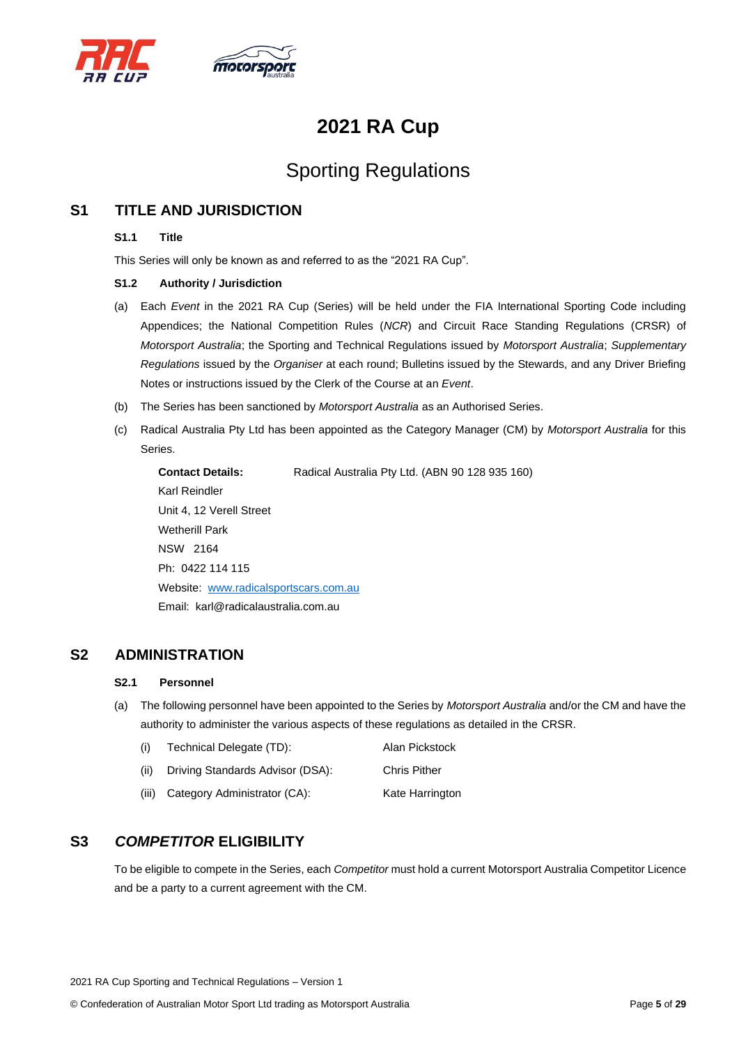# 2021 RA Cup

## Sporting Regulations

## S1 TITLE AND JURISDICTION

### S1.1 Title

This Series will only be known as and referred to as the "2021 RA Cup".

### S1.2 Authority / Jurisdiction

(a) Each *Event* in the 2021 RA Cup (Series) will be held under the FIA International Sporting Code including Appendices; the National Competition Rules (*NCR*) and Circuit Race Standing Regulations (CRSR) of *Motorsport Australia*; the Sporting and Technical Regulations issued by *Motorsport Australia*; *Supplementary Regulations* issued by the *Organiser* at each round; Bulletins issued by the Stewards, and any Driver Briefing Notes or instructions issued by the Clerk of the Course at an *Event*.

(b) The Series has been sanctioned by *Motorsport Australia* as an Authorised Series.

(c) Radical Australia Pty Ltd has been appointed as the Category Manager (CM) by *Motorsport Australia* for this Series.

**Contact Details:** Radical Australia Pty Ltd. (ABN 90 128 935 160)
Karl Reindler
Unit 4, 12 Verell Street
Wetherill Park
NSW 2164
Ph: 0422 114 115
Website: www.radicalsportscars.com.au
Email: karl@radicalaustralia.com.au

## S2 ADMINISTRATION

### S2.1 Personnel

(a) The following personnel have been appointed to the Series by *Motorsport Australia* and/or the CM and have the authority to administer the various aspects of these regulations as detailed in the CRSR.

(i) Technical Delegate (TD): Alan Pickstock

(ii) Driving Standards Advisor (DSA): Chris Pither

(iii) Category Administrator (CA): Kate Harrington

## S3 *COMPETITOR* ELIGIBILITY

To be eligible to compete in the Series, each *Competitor* must hold a current Motorsport Australia Competitor Licence and be a party to a current agreement with the CM.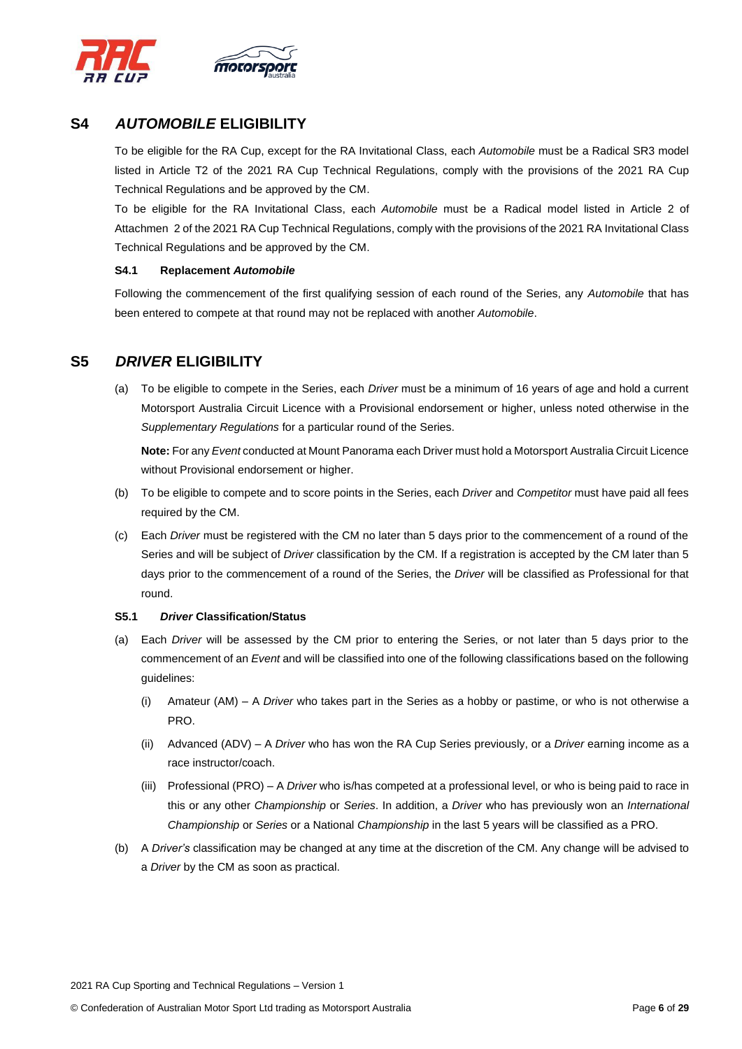## S4 *AUTOMOBILE* ELIGIBILITY

To be eligible for the RA Cup, except for the RA Invitational Class, each *Automobile* must be a Radical SR3 model listed in Article T2 of the 2021 RA Cup Technical Regulations, comply with the provisions of the 2021 RA Cup Technical Regulations and be approved by the CM.

To be eligible for the RA Invitational Class, each *Automobile* must be a Radical model listed in Article 2 of Attachmen 2 of the 2021 RA Cup Technical Regulations, comply with the provisions of the 2021 RA Invitational Class Technical Regulations and be approved by the CM.

### S4.1 Replacement *Automobile*

Following the commencement of the first qualifying session of each round of the Series, any *Automobile* that has been entered to compete at that round may not be replaced with another *Automobile*.

## S5 *DRIVER* ELIGIBILITY

(a) To be eligible to compete in the Series, each *Driver* must be a minimum of 16 years of age and hold a current Motorsport Australia Circuit Licence with a Provisional endorsement or higher, unless noted otherwise in the *Supplementary Regulations* for a particular round of the Series.

**Note:** For any *Event* conducted at Mount Panorama each Driver must hold a Motorsport Australia Circuit Licence without Provisional endorsement or higher.

(b) To be eligible to compete and to score points in the Series, each *Driver* and *Competitor* must have paid all fees required by the CM.

(c) Each *Driver* must be registered with the CM no later than 5 days prior to the commencement of a round of the Series and will be subject of *Driver* classification by the CM. If a registration is accepted by the CM later than 5 days prior to the commencement of a round of the Series, the *Driver* will be classified as Professional for that round.

### S5.1 *Driver* Classification/Status

(a) Each *Driver* will be assessed by the CM prior to entering the Series, or not later than 5 days prior to the commencement of an *Event* and will be classified into one of the following classifications based on the following guidelines:

(i) Amateur (AM) – A *Driver* who takes part in the Series as a hobby or pastime, or who is not otherwise a PRO.

(ii) Advanced (ADV) – A *Driver* who has won the RA Cup Series previously, or a *Driver* earning income as a race instructor/coach.

(iii) Professional (PRO) – A *Driver* who is/has competed at a professional level, or who is being paid to race in this or any other *Championship* or *Series*. In addition, a *Driver* who has previously won an *International Championship* or *Series* or a National *Championship* in the last 5 years will be classified as a PRO.

(b) A *Driver's* classification may be changed at any time at the discretion of the CM. Any change will be advised to a *Driver* by the CM as soon as practical.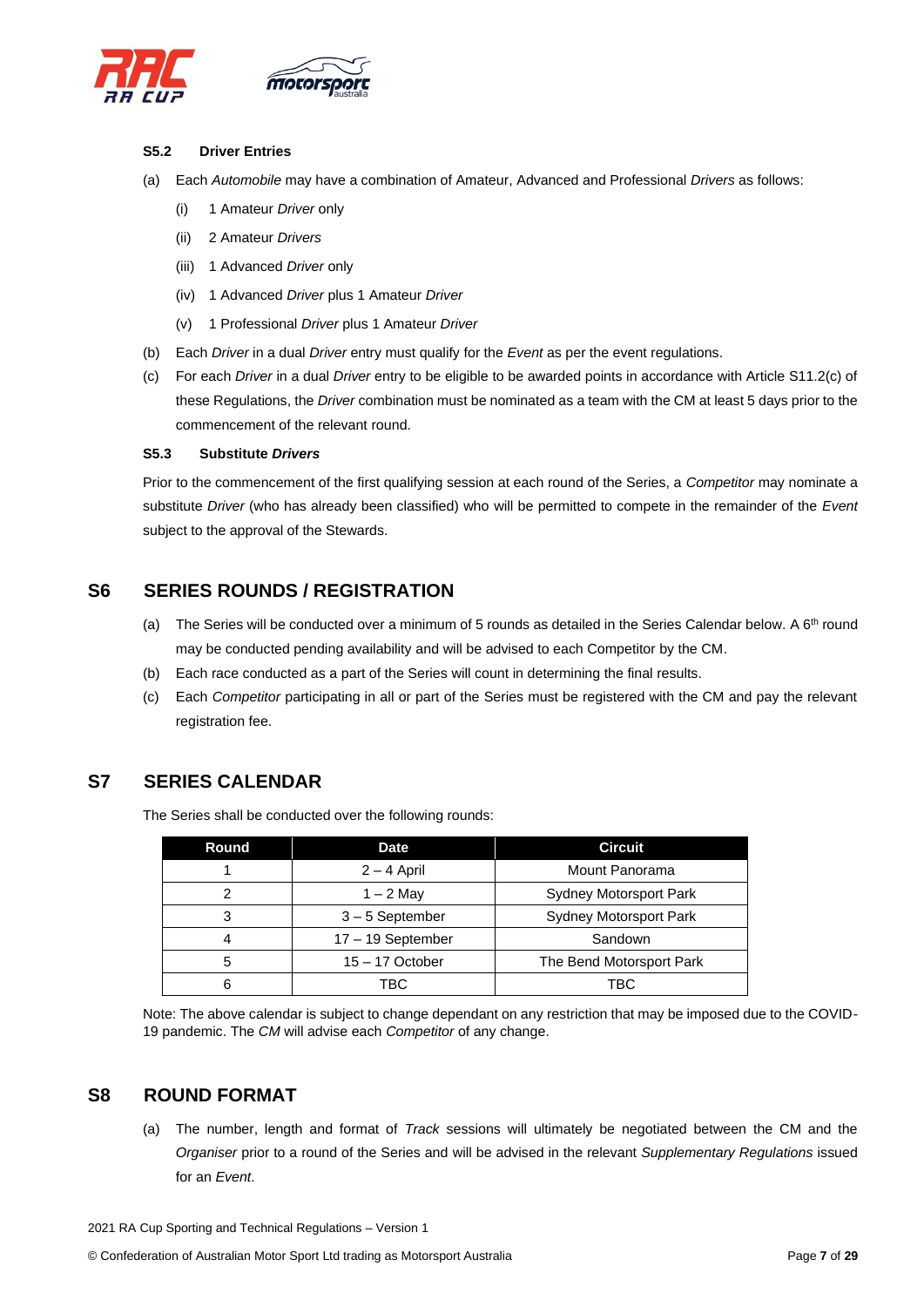### S5.2 Driver Entries

(a) Each *Automobile* may have a combination of Amateur, Advanced and Professional *Drivers* as follows:

(i) 1 Amateur *Driver* only

(ii) 2 Amateur *Drivers*

(iii) 1 Advanced *Driver* only

(iv) 1 Advanced *Driver* plus 1 Amateur *Driver*

(v) 1 Professional *Driver* plus 1 Amateur *Driver*

(b) Each *Driver* in a dual *Driver* entry must qualify for the *Event* as per the event regulations.

(c) For each *Driver* in a dual *Driver* entry to be eligible to be awarded points in accordance with Article S11.2(c) of these Regulations, the *Driver* combination must be nominated as a team with the CM at least 5 days prior to the commencement of the relevant round.

### S5.3 Substitute *Drivers*

Prior to the commencement of the first qualifying session at each round of the Series, a *Competitor* may nominate a substitute *Driver* (who has already been classified) who will be permitted to compete in the remainder of the *Event* subject to the approval of the Stewards.

## S6 SERIES ROUNDS / REGISTRATION

(a) The Series will be conducted over a minimum of 5 rounds as detailed in the Series Calendar below. A 6th round may be conducted pending availability and will be advised to each Competitor by the CM.

(b) Each race conducted as a part of the Series will count in determining the final results.

(c) Each *Competitor* participating in all or part of the Series must be registered with the CM and pay the relevant registration fee.

## S7 SERIES CALENDAR

The Series shall be conducted over the following rounds:

| Round | Date | Circuit |
|---|---|---|
| 1 | 2 – 4 April | Mount Panorama |
| 2 | 1 – 2 May | Sydney Motorsport Park |
| 3 | 3 – 5 September | Sydney Motorsport Park |
| 4 | 17 – 19 September | Sandown |
| 5 | 15 – 17 October | The Bend Motorsport Park |
| 6 | TBC | TBC |

Note: The above calendar is subject to change dependant on any restriction that may be imposed due to the COVID-19 pandemic. The *CM* will advise each *Competitor* of any change.

## S8 ROUND FORMAT

(a) The number, length and format of *Track* sessions will ultimately be negotiated between the CM and the *Organiser* prior to a round of the Series and will be advised in the relevant *Supplementary Regulations* issued for an *Event*.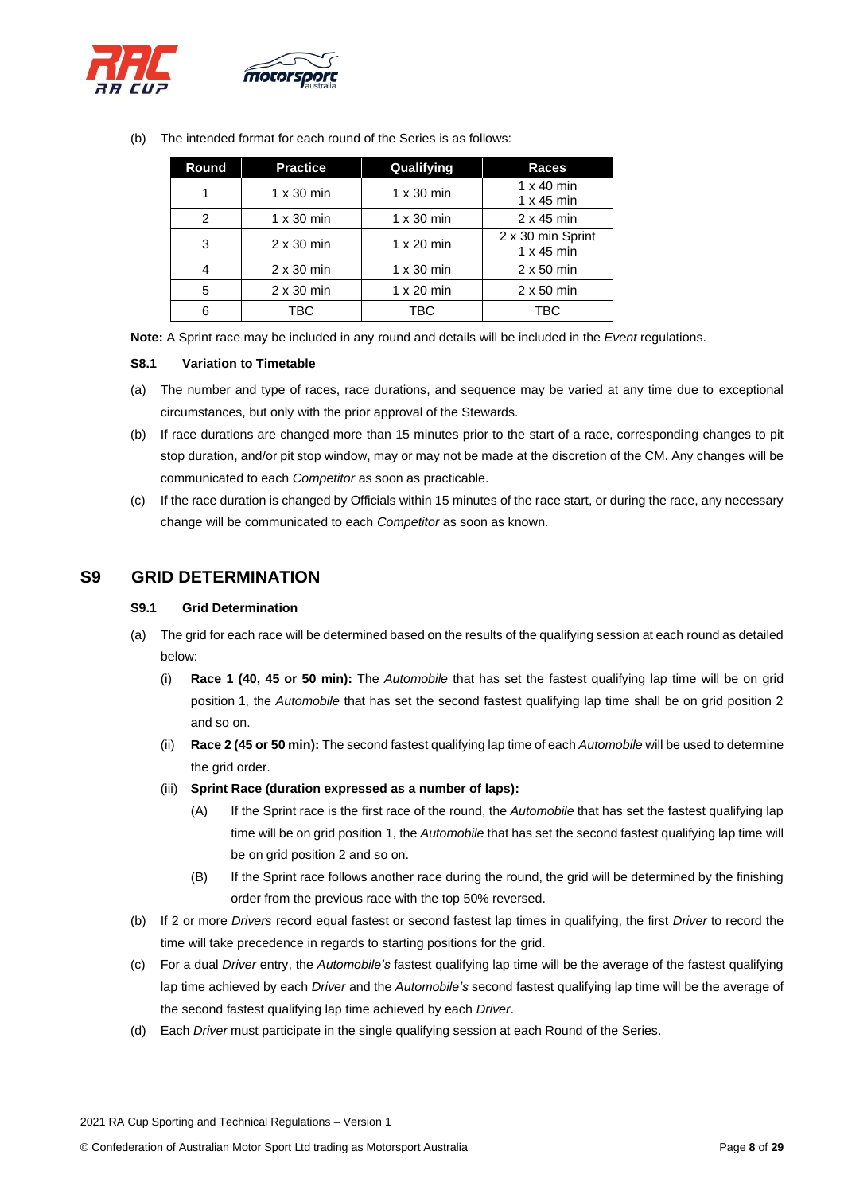(b) The intended format for each round of the Series is as follows:

| Round | Practice | Qualifying | Races |
|---|---|---|---|
| 1 | 1 x 30 min | 1 x 30 min | 1 x 40 min<br>1 x 45 min |
| 2 | 1 x 30 min | 1 x 30 min | 2 x 45 min |
| 3 | 2 x 30 min | 1 x 20 min | 2 x 30 min Sprint<br>1 x 45 min |
| 4 | 2 x 30 min | 1 x 30 min | 2 x 50 min |
| 5 | 2 x 30 min | 1 x 20 min | 2 x 50 min |
| 6 | TBC | TBC | TBC |

**Note:** A Sprint race may be included in any round and details will be included in the *Event* regulations.

### S8.1 Variation to Timetable

(a) The number and type of races, race durations, and sequence may be varied at any time due to exceptional circumstances, but only with the prior approval of the Stewards.

(b) If race durations are changed more than 15 minutes prior to the start of a race, corresponding changes to pit stop duration, and/or pit stop window, may or may not be made at the discretion of the CM. Any changes will be communicated to each *Competitor* as soon as practicable.

(c) If the race duration is changed by Officials within 15 minutes of the race start, or during the race, any necessary change will be communicated to each *Competitor* as soon as known.

## S9 GRID DETERMINATION

### S9.1 Grid Determination

(a) The grid for each race will be determined based on the results of the qualifying session at each round as detailed below:

   (i) **Race 1 (40, 45 or 50 min):** The *Automobile* that has set the fastest qualifying lap time will be on grid position 1, the *Automobile* that has set the second fastest qualifying lap time shall be on grid position 2 and so on.

   (ii) **Race 2 (45 or 50 min):** The second fastest qualifying lap time of each *Automobile* will be used to determine the grid order.

   (iii) **Sprint Race (duration expressed as a number of laps):**

      (A) If the Sprint race is the first race of the round, the *Automobile* that has set the fastest qualifying lap time will be on grid position 1, the *Automobile* that has set the second fastest qualifying lap time will be on grid position 2 and so on.

      (B) If the Sprint race follows another race during the round, the grid will be determined by the finishing order from the previous race with the top 50% reversed.

(b) If 2 or more *Drivers* record equal fastest or second fastest lap times in qualifying, the first *Driver* to record the time will take precedence in regards to starting positions for the grid.

(c) For a dual *Driver* entry, the *Automobile's* fastest qualifying lap time will be the average of the fastest qualifying lap time achieved by each *Driver* and the *Automobile's* second fastest qualifying lap time will be the average of the second fastest qualifying lap time achieved by each *Driver*.

(d) Each *Driver* must participate in the single qualifying session at each Round of the Series.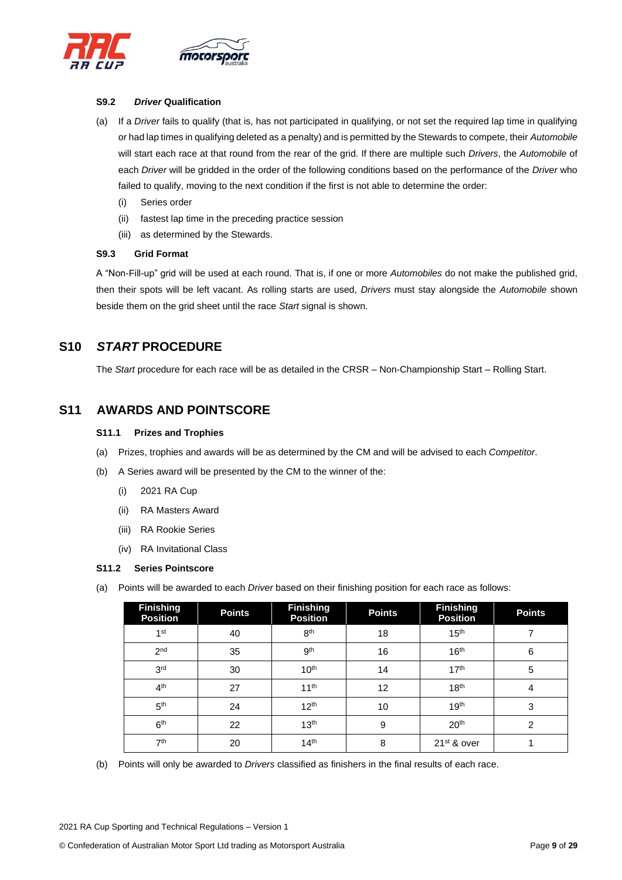### S9.2 *Driver* Qualification

(a) If a *Driver* fails to qualify (that is, has not participated in qualifying, or not set the required lap time in qualifying or had lap times in qualifying deleted as a penalty) and is permitted by the Stewards to compete, their *Automobile* will start each race at that round from the rear of the grid. If there are multiple such *Drivers*, the *Automobile* of each *Driver* will be gridded in the order of the following conditions based on the performance of the *Driver* who failed to qualify, moving to the next condition if the first is not able to determine the order:

- (i) Series order
- (ii) fastest lap time in the preceding practice session
- (iii) as determined by the Stewards.

### S9.3 Grid Format

A "Non-Fill-up" grid will be used at each round. That is, if one or more *Automobiles* do not make the published grid, then their spots will be left vacant. As rolling starts are used, *Drivers* must stay alongside the *Automobile* shown beside them on the grid sheet until the race *Start* signal is shown.

## S10 *START* PROCEDURE

The *Start* procedure for each race will be as detailed in the CRSR – Non-Championship Start – Rolling Start.

## S11 AWARDS AND POINTSCORE

### S11.1 Prizes and Trophies

(a) Prizes, trophies and awards will be as determined by the CM and will be advised to each *Competitor*.

(b) A Series award will be presented by the CM to the winner of the:

- (i) 2021 RA Cup
- (ii) RA Masters Award
- (iii) RA Rookie Series
- (iv) RA Invitational Class

### S11.2 Series Pointscore

(a) Points will be awarded to each *Driver* based on their finishing position for each race as follows:

| Finishing Position | Points | Finishing Position | Points | Finishing Position | Points |
|---|---|---|---|---|---|
| 1st | 40 | 8th | 18 | 15th | 7 |
| 2nd | 35 | 9th | 16 | 16th | 6 |
| 3rd | 30 | 10th | 14 | 17th | 5 |
| 4th | 27 | 11th | 12 | 18th | 4 |
| 5th | 24 | 12th | 10 | 19th | 3 |
| 6th | 22 | 13th | 9 | 20th | 2 |
| 7th | 20 | 14th | 8 | 21st & over | 1 |

(b) Points will only be awarded to *Drivers* classified as finishers in the final results of each race.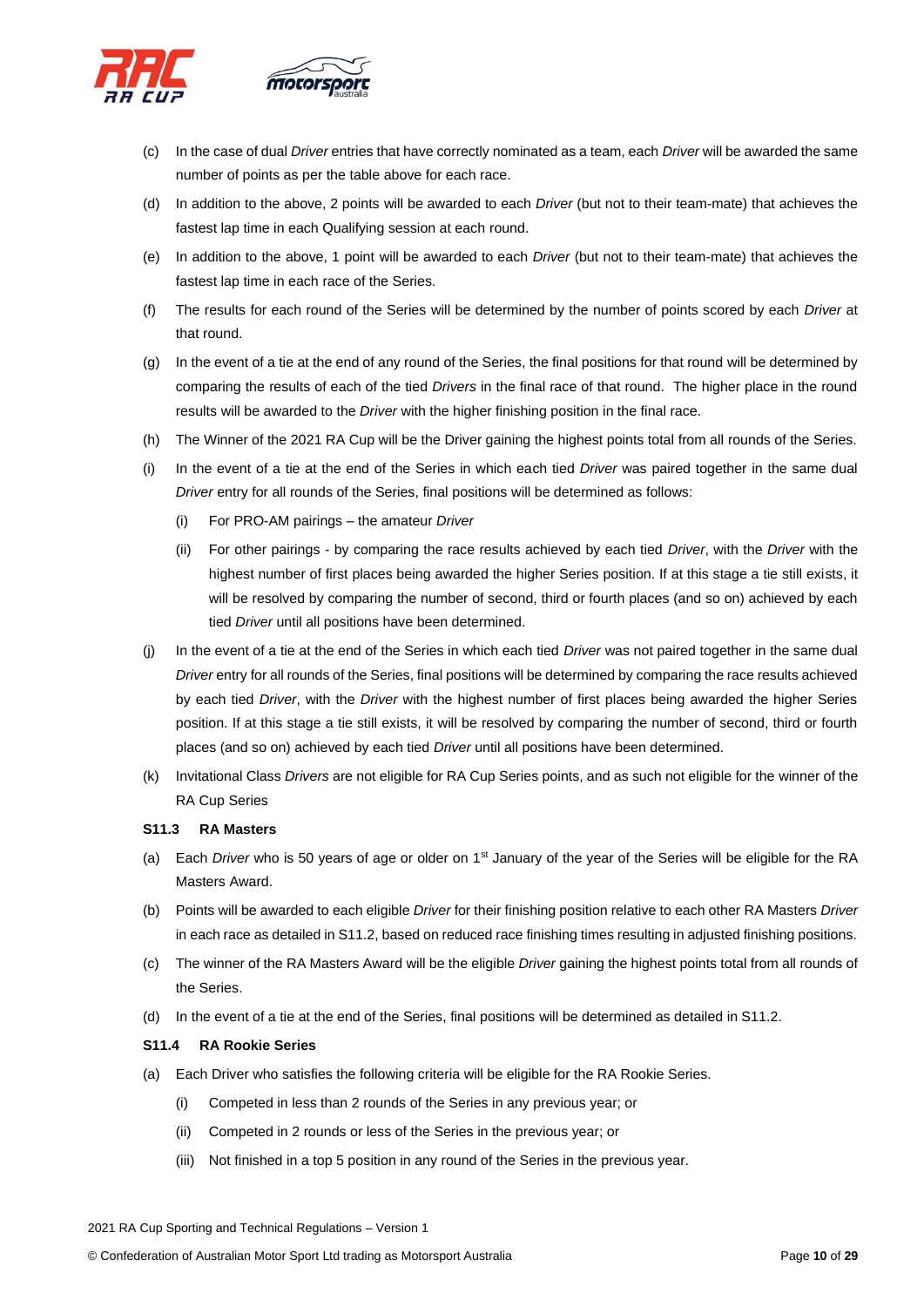(c) In the case of dual *Driver* entries that have correctly nominated as a team, each *Driver* will be awarded the same number of points as per the table above for each race.

(d) In addition to the above, 2 points will be awarded to each *Driver* (but not to their team-mate) that achieves the fastest lap time in each Qualifying session at each round.

(e) In addition to the above, 1 point will be awarded to each *Driver* (but not to their team-mate) that achieves the fastest lap time in each race of the Series.

(f) The results for each round of the Series will be determined by the number of points scored by each *Driver* at that round.

(g) In the event of a tie at the end of any round of the Series, the final positions for that round will be determined by comparing the results of each of the tied *Drivers* in the final race of that round. The higher place in the round results will be awarded to the *Driver* with the higher finishing position in the final race.

(h) The Winner of the 2021 RA Cup will be the Driver gaining the highest points total from all rounds of the Series.

(i) In the event of a tie at the end of the Series in which each tied *Driver* was paired together in the same dual *Driver* entry for all rounds of the Series, final positions will be determined as follows:

   (i) For PRO-AM pairings – the amateur *Driver*

   (ii) For other pairings - by comparing the race results achieved by each tied *Driver*, with the *Driver* with the highest number of first places being awarded the higher Series position. If at this stage a tie still exists, it will be resolved by comparing the number of second, third or fourth places (and so on) achieved by each tied *Driver* until all positions have been determined.

(j) In the event of a tie at the end of the Series in which each tied *Driver* was not paired together in the same dual *Driver* entry for all rounds of the Series, final positions will be determined by comparing the race results achieved by each tied *Driver*, with the *Driver* with the highest number of first places being awarded the higher Series position. If at this stage a tie still exists, it will be resolved by comparing the number of second, third or fourth places (and so on) achieved by each tied *Driver* until all positions have been determined.

(k) Invitational Class *Drivers* are not eligible for RA Cup Series points, and as such not eligible for the winner of the RA Cup Series

**S11.3 RA Masters**

(a) Each *Driver* who is 50 years of age or older on 1st January of the year of the Series will be eligible for the RA Masters Award.

(b) Points will be awarded to each eligible *Driver* for their finishing position relative to each other RA Masters *Driver* in each race as detailed in S11.2, based on reduced race finishing times resulting in adjusted finishing positions.

(c) The winner of the RA Masters Award will be the eligible *Driver* gaining the highest points total from all rounds of the Series.

(d) In the event of a tie at the end of the Series, final positions will be determined as detailed in S11.2.

**S11.4 RA Rookie Series**

(a) Each Driver who satisfies the following criteria will be eligible for the RA Rookie Series.

   (i) Competed in less than 2 rounds of the Series in any previous year; or

   (ii) Competed in 2 rounds or less of the Series in the previous year; or

   (iii) Not finished in a top 5 position in any round of the Series in the previous year.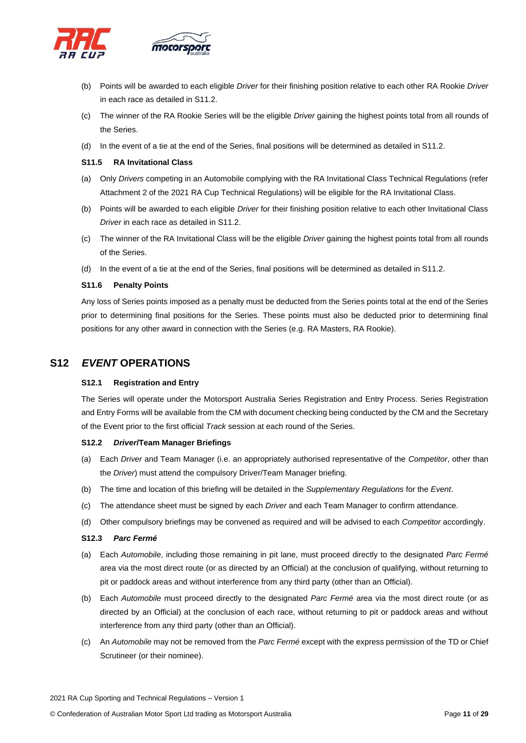(b) Points will be awarded to each eligible *Driver* for their finishing position relative to each other RA Rookie *Driver* in each race as detailed in S11.2.

(c) The winner of the RA Rookie Series will be the eligible *Driver* gaining the highest points total from all rounds of the Series.

(d) In the event of a tie at the end of the Series, final positions will be determined as detailed in S11.2.

### S11.5 RA Invitational Class

(a) Only *Drivers* competing in an Automobile complying with the RA Invitational Class Technical Regulations (refer Attachment 2 of the 2021 RA Cup Technical Regulations) will be eligible for the RA Invitational Class.

(b) Points will be awarded to each eligible *Driver* for their finishing position relative to each other Invitational Class *Driver* in each race as detailed in S11.2.

(c) The winner of the RA Invitational Class will be the eligible *Driver* gaining the highest points total from all rounds of the Series.

(d) In the event of a tie at the end of the Series, final positions will be determined as detailed in S11.2.

### S11.6 Penalty Points

Any loss of Series points imposed as a penalty must be deducted from the Series points total at the end of the Series prior to determining final positions for the Series. These points must also be deducted prior to determining final positions for any other award in connection with the Series (e.g. RA Masters, RA Rookie).

## S12 *EVENT* OPERATIONS

### S12.1 Registration and Entry

The Series will operate under the Motorsport Australia Series Registration and Entry Process. Series Registration and Entry Forms will be available from the CM with document checking being conducted by the CM and the Secretary of the Event prior to the first official *Track* session at each round of the Series.

### S12.2 *Driver*/Team Manager Briefings

(a) Each *Driver* and Team Manager (i.e. an appropriately authorised representative of the *Competitor*, other than the *Driver*) must attend the compulsory Driver/Team Manager briefing.

(b) The time and location of this briefing will be detailed in the *Supplementary Regulations* for the *Event*.

(c) The attendance sheet must be signed by each *Driver* and each Team Manager to confirm attendance.

(d) Other compulsory briefings may be convened as required and will be advised to each *Competitor* accordingly.

### S12.3 *Parc Fermé*

(a) Each *Automobile*, including those remaining in pit lane, must proceed directly to the designated *Parc Fermé* area via the most direct route (or as directed by an Official) at the conclusion of qualifying, without returning to pit or paddock areas and without interference from any third party (other than an Official).

(b) Each *Automobile* must proceed directly to the designated *Parc Fermé* area via the most direct route (or as directed by an Official) at the conclusion of each race, without returning to pit or paddock areas and without interference from any third party (other than an Official).

(c) An *Automobile* may not be removed from the *Parc Fermé* except with the express permission of the TD or Chief Scrutineer (or their nominee).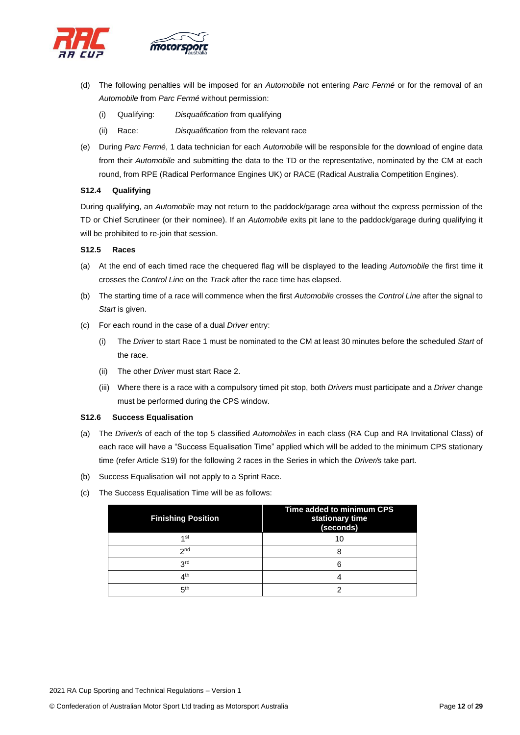(d) The following penalties will be imposed for an *Automobile* not entering *Parc Fermé* or for the removal of an *Automobile* from *Parc Fermé* without permission:

   (i) Qualifying: *Disqualification* from qualifying

   (ii) Race: *Disqualification* from the relevant race

(e) During *Parc Fermé*, 1 data technician for each *Automobile* will be responsible for the download of engine data from their *Automobile* and submitting the data to the TD or the representative, nominated by the CM at each round, from RPE (Radical Performance Engines UK) or RACE (Radical Australia Competition Engines).

### S12.4 Qualifying

During qualifying, an *Automobile* may not return to the paddock/garage area without the express permission of the TD or Chief Scrutineer (or their nominee). If an *Automobile* exits pit lane to the paddock/garage during qualifying it will be prohibited to re-join that session.

### S12.5 Races

(a) At the end of each timed race the chequered flag will be displayed to the leading *Automobile* the first time it crosses the *Control Line* on the *Track* after the race time has elapsed.

(b) The starting time of a race will commence when the first *Automobile* crosses the *Control Line* after the signal to *Start* is given.

(c) For each round in the case of a dual *Driver* entry:

   (i) The *Driver* to start Race 1 must be nominated to the CM at least 30 minutes before the scheduled *Start* of the race.

   (ii) The other *Driver* must start Race 2.

   (iii) Where there is a race with a compulsory timed pit stop, both *Drivers* must participate and a *Driver* change must be performed during the CPS window.

### S12.6 Success Equalisation

(a) The *Driver/s* of each of the top 5 classified *Automobiles* in each class (RA Cup and RA Invitational Class) of each race will have a "Success Equalisation Time" applied which will be added to the minimum CPS stationary time (refer Article S19) for the following 2 races in the Series in which the *Driver/s* take part.

(b) Success Equalisation will not apply to a Sprint Race.

(c) The Success Equalisation Time will be as follows:

| Finishing Position | Time added to minimum CPS stationary time (seconds) |
|---|---|
| 1st | 10 |
| 2nd | 8 |
| 3rd | 6 |
| 4th | 4 |
| 5th | 2 |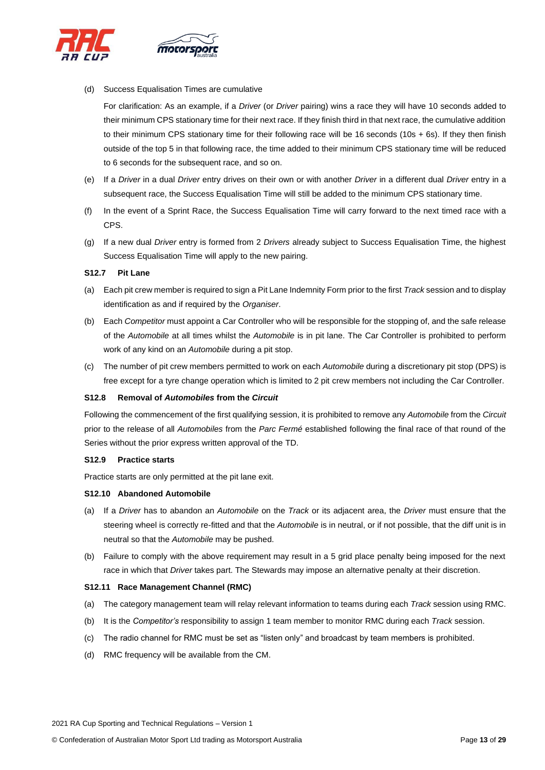(d) Success Equalisation Times are cumulative

For clarification: As an example, if a *Driver* (or *Driver* pairing) wins a race they will have 10 seconds added to their minimum CPS stationary time for their next race. If they finish third in that next race, the cumulative addition to their minimum CPS stationary time for their following race will be 16 seconds (10s + 6s). If they then finish outside of the top 5 in that following race, the time added to their minimum CPS stationary time will be reduced to 6 seconds for the subsequent race, and so on.

(e) If a *Driver* in a dual *Driver* entry drives on their own or with another *Driver* in a different dual *Driver* entry in a subsequent race, the Success Equalisation Time will still be added to the minimum CPS stationary time.

(f) In the event of a Sprint Race, the Success Equalisation Time will carry forward to the next timed race with a CPS.

(g) If a new dual *Driver* entry is formed from 2 *Drivers* already subject to Success Equalisation Time, the highest Success Equalisation Time will apply to the new pairing.

### S12.7 Pit Lane

(a) Each pit crew member is required to sign a Pit Lane Indemnity Form prior to the first *Track* session and to display identification as and if required by the *Organiser*.

(b) Each *Competitor* must appoint a Car Controller who will be responsible for the stopping of, and the safe release of the *Automobile* at all times whilst the *Automobile* is in pit lane. The Car Controller is prohibited to perform work of any kind on an *Automobile* during a pit stop.

(c) The number of pit crew members permitted to work on each *Automobile* during a discretionary pit stop (DPS) is free except for a tyre change operation which is limited to 2 pit crew members not including the Car Controller.

### S12.8 Removal of *Automobiles* from the *Circuit*

Following the commencement of the first qualifying session, it is prohibited to remove any *Automobile* from the *Circuit* prior to the release of all *Automobiles* from the *Parc Fermé* established following the final race of that round of the Series without the prior express written approval of the TD.

### S12.9 Practice starts

Practice starts are only permitted at the pit lane exit.

### S12.10 Abandoned Automobile

(a) If a *Driver* has to abandon an *Automobile* on the *Track* or its adjacent area, the *Driver* must ensure that the steering wheel is correctly re-fitted and that the *Automobile* is in neutral, or if not possible, that the diff unit is in neutral so that the *Automobile* may be pushed.

(b) Failure to comply with the above requirement may result in a 5 grid place penalty being imposed for the next race in which that *Driver* takes part. The Stewards may impose an alternative penalty at their discretion.

### S12.11 Race Management Channel (RMC)

(a) The category management team will relay relevant information to teams during each *Track* session using RMC.

(b) It is the *Competitor's* responsibility to assign 1 team member to monitor RMC during each *Track* session.

(c) The radio channel for RMC must be set as "listen only" and broadcast by team members is prohibited.

(d) RMC frequency will be available from the CM.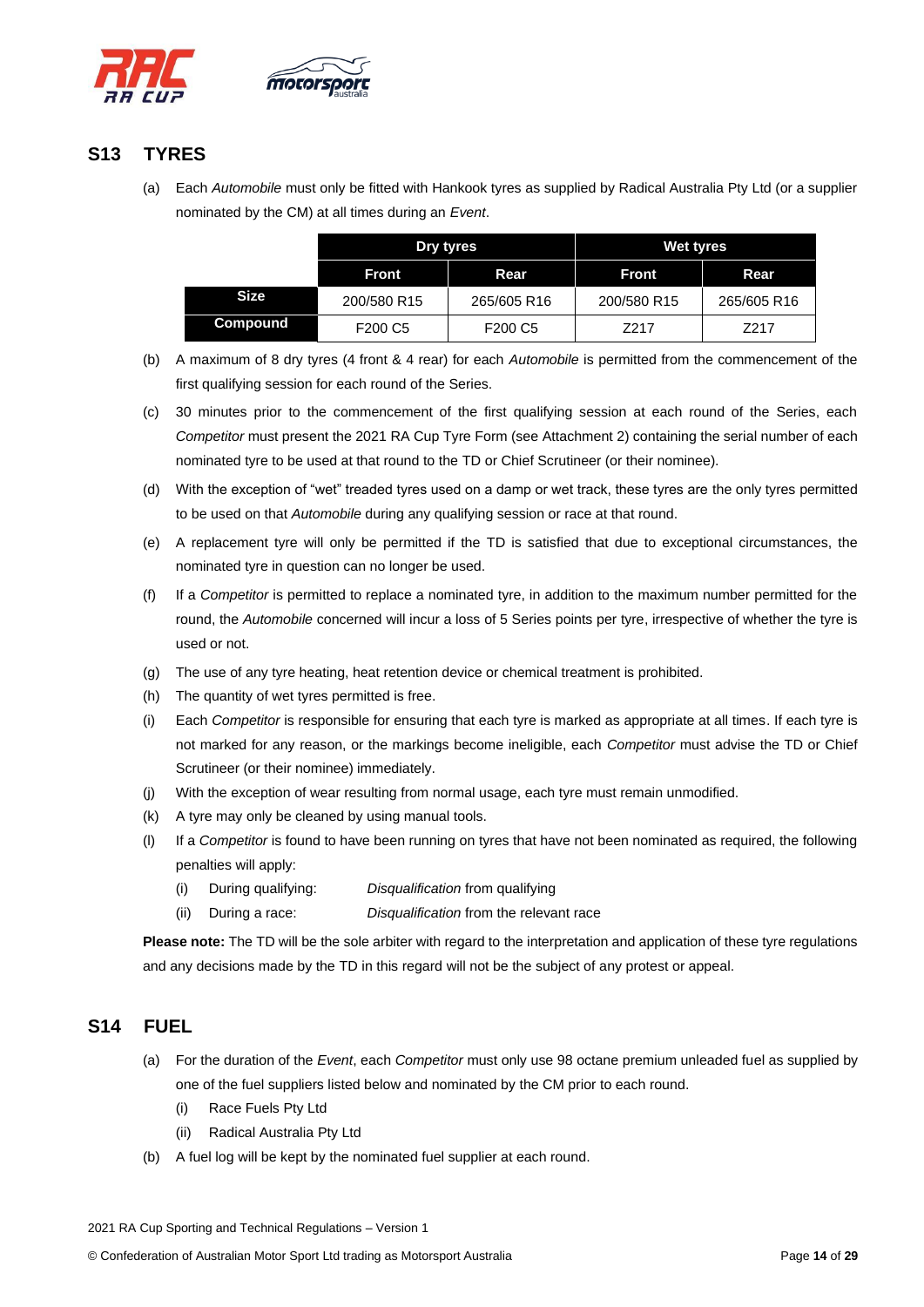## S13 TYRES

(a) Each *Automobile* must only be fitted with Hankook tyres as supplied by Radical Australia Pty Ltd (or a supplier nominated by the CM) at all times during an *Event*.

| | Dry tyres | | Wet tyres | |
|---|---|---|---|---|
| | Front | Rear | Front | Rear |
| **Size** | 200/580 R15 | 265/605 R16 | 200/580 R15 | 265/605 R16 |
| **Compound** | F200 C5 | F200 C5 | Z217 | Z217 |

(b) A maximum of 8 dry tyres (4 front & 4 rear) for each *Automobile* is permitted from the commencement of the first qualifying session for each round of the Series.

(c) 30 minutes prior to the commencement of the first qualifying session at each round of the Series, each *Competitor* must present the 2021 RA Cup Tyre Form (see Attachment 2) containing the serial number of each nominated tyre to be used at that round to the TD or Chief Scrutineer (or their nominee).

(d) With the exception of "wet" treaded tyres used on a damp or wet track, these tyres are the only tyres permitted to be used on that *Automobile* during any qualifying session or race at that round.

(e) A replacement tyre will only be permitted if the TD is satisfied that due to exceptional circumstances, the nominated tyre in question can no longer be used.

(f) If a *Competitor* is permitted to replace a nominated tyre, in addition to the maximum number permitted for the round, the *Automobile* concerned will incur a loss of 5 Series points per tyre, irrespective of whether the tyre is used or not.

(g) The use of any tyre heating, heat retention device or chemical treatment is prohibited.

(h) The quantity of wet tyres permitted is free.

(i) Each *Competitor* is responsible for ensuring that each tyre is marked as appropriate at all times. If each tyre is not marked for any reason, or the markings become ineligible, each *Competitor* must advise the TD or Chief Scrutineer (or their nominee) immediately.

(j) With the exception of wear resulting from normal usage, each tyre must remain unmodified.

(k) A tyre may only be cleaned by using manual tools.

(l) If a *Competitor* is found to have been running on tyres that have not been nominated as required, the following penalties will apply:

(i) During qualifying: *Disqualification* from qualifying

(ii) During a race: *Disqualification* from the relevant race

**Please note:** The TD will be the sole arbiter with regard to the interpretation and application of these tyre regulations and any decisions made by the TD in this regard will not be the subject of any protest or appeal.

## S14 FUEL

(a) For the duration of the *Event*, each *Competitor* must only use 98 octane premium unleaded fuel as supplied by one of the fuel suppliers listed below and nominated by the CM prior to each round.

(i) Race Fuels Pty Ltd

(ii) Radical Australia Pty Ltd

(b) A fuel log will be kept by the nominated fuel supplier at each round.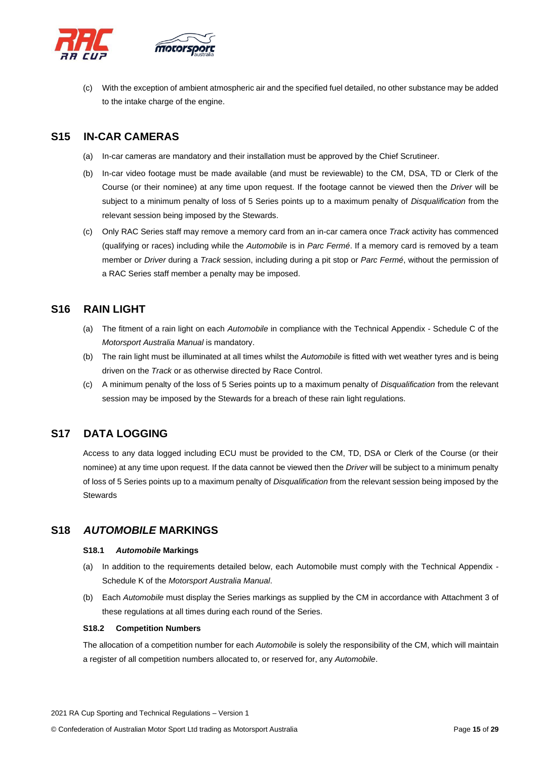(c) With the exception of ambient atmospheric air and the specified fuel detailed, no other substance may be added to the intake charge of the engine.

## S15 IN-CAR CAMERAS

(a) In-car cameras are mandatory and their installation must be approved by the Chief Scrutineer.

(b) In-car video footage must be made available (and must be reviewable) to the CM, DSA, TD or Clerk of the Course (or their nominee) at any time upon request. If the footage cannot be viewed then the *Driver* will be subject to a minimum penalty of loss of 5 Series points up to a maximum penalty of *Disqualification* from the relevant session being imposed by the Stewards.

(c) Only RAC Series staff may remove a memory card from an in-car camera once *Track* activity has commenced (qualifying or races) including while the *Automobile* is in *Parc Fermé*. If a memory card is removed by a team member or *Driver* during a *Track* session, including during a pit stop or *Parc Fermé*, without the permission of a RAC Series staff member a penalty may be imposed.

## S16 RAIN LIGHT

(a) The fitment of a rain light on each *Automobile* in compliance with the Technical Appendix - Schedule C of the *Motorsport Australia Manual* is mandatory.

(b) The rain light must be illuminated at all times whilst the *Automobile* is fitted with wet weather tyres and is being driven on the *Track* or as otherwise directed by Race Control.

(c) A minimum penalty of the loss of 5 Series points up to a maximum penalty of *Disqualification* from the relevant session may be imposed by the Stewards for a breach of these rain light regulations.

## S17 DATA LOGGING

Access to any data logged including ECU must be provided to the CM, TD, DSA or Clerk of the Course (or their nominee) at any time upon request. If the data cannot be viewed then the *Driver* will be subject to a minimum penalty of loss of 5 Series points up to a maximum penalty of *Disqualification* from the relevant session being imposed by the Stewards

## S18 *AUTOMOBILE* MARKINGS

### S18.1 *Automobile* Markings

(a) In addition to the requirements detailed below, each Automobile must comply with the Technical Appendix - Schedule K of the *Motorsport Australia Manual*.

(b) Each *Automobile* must display the Series markings as supplied by the CM in accordance with Attachment 3 of these regulations at all times during each round of the Series.

### S18.2 Competition Numbers

The allocation of a competition number for each *Automobile* is solely the responsibility of the CM, which will maintain a register of all competition numbers allocated to, or reserved for, any *Automobile*.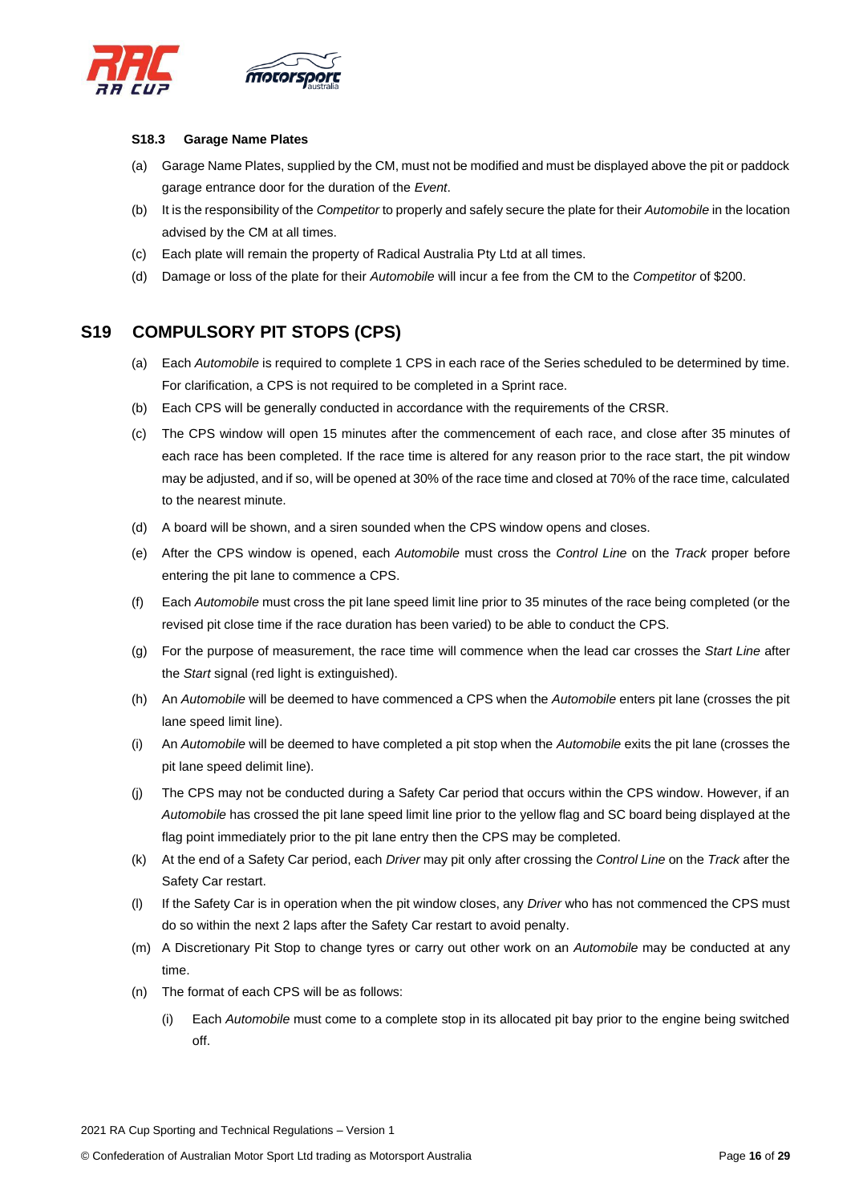### S18.3 Garage Name Plates

(a) Garage Name Plates, supplied by the CM, must not be modified and must be displayed above the pit or paddock garage entrance door for the duration of the *Event*.

(b) It is the responsibility of the *Competitor* to properly and safely secure the plate for their *Automobile* in the location advised by the CM at all times.

(c) Each plate will remain the property of Radical Australia Pty Ltd at all times.

(d) Damage or loss of the plate for their *Automobile* will incur a fee from the CM to the *Competitor* of $200.

## S19 COMPULSORY PIT STOPS (CPS)

(a) Each *Automobile* is required to complete 1 CPS in each race of the Series scheduled to be determined by time. For clarification, a CPS is not required to be completed in a Sprint race.

(b) Each CPS will be generally conducted in accordance with the requirements of the CRSR.

(c) The CPS window will open 15 minutes after the commencement of each race, and close after 35 minutes of each race has been completed. If the race time is altered for any reason prior to the race start, the pit window may be adjusted, and if so, will be opened at 30% of the race time and closed at 70% of the race time, calculated to the nearest minute.

(d) A board will be shown, and a siren sounded when the CPS window opens and closes.

(e) After the CPS window is opened, each *Automobile* must cross the *Control Line* on the *Track* proper before entering the pit lane to commence a CPS.

(f) Each *Automobile* must cross the pit lane speed limit line prior to 35 minutes of the race being completed (or the revised pit close time if the race duration has been varied) to be able to conduct the CPS.

(g) For the purpose of measurement, the race time will commence when the lead car crosses the *Start Line* after the *Start* signal (red light is extinguished).

(h) An *Automobile* will be deemed to have commenced a CPS when the *Automobile* enters pit lane (crosses the pit lane speed limit line).

(i) An *Automobile* will be deemed to have completed a pit stop when the *Automobile* exits the pit lane (crosses the pit lane speed delimit line).

(j) The CPS may not be conducted during a Safety Car period that occurs within the CPS window. However, if an *Automobile* has crossed the pit lane speed limit line prior to the yellow flag and SC board being displayed at the flag point immediately prior to the pit lane entry then the CPS may be completed.

(k) At the end of a Safety Car period, each *Driver* may pit only after crossing the *Control Line* on the *Track* after the Safety Car restart.

(l) If the Safety Car is in operation when the pit window closes, any *Driver* who has not commenced the CPS must do so within the next 2 laps after the Safety Car restart to avoid penalty.

(m) A Discretionary Pit Stop to change tyres or carry out other work on an *Automobile* may be conducted at any time.

(n) The format of each CPS will be as follows:

   (i) Each *Automobile* must come to a complete stop in its allocated pit bay prior to the engine being switched off.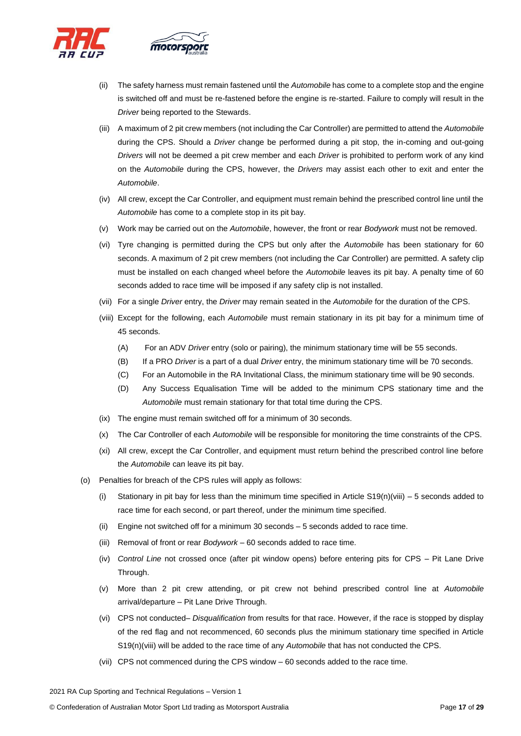(ii) The safety harness must remain fastened until the *Automobile* has come to a complete stop and the engine is switched off and must be re-fastened before the engine is re-started. Failure to comply will result in the *Driver* being reported to the Stewards.

(iii) A maximum of 2 pit crew members (not including the Car Controller) are permitted to attend the *Automobile* during the CPS. Should a *Driver* change be performed during a pit stop, the in-coming and out-going *Drivers* will not be deemed a pit crew member and each *Driver* is prohibited to perform work of any kind on the *Automobile* during the CPS, however, the *Drivers* may assist each other to exit and enter the *Automobile*.

(iv) All crew, except the Car Controller, and equipment must remain behind the prescribed control line until the *Automobile* has come to a complete stop in its pit bay.

(v) Work may be carried out on the *Automobile*, however, the front or rear *Bodywork* must not be removed.

(vi) Tyre changing is permitted during the CPS but only after the *Automobile* has been stationary for 60 seconds. A maximum of 2 pit crew members (not including the Car Controller) are permitted. A safety clip must be installed on each changed wheel before the *Automobile* leaves its pit bay. A penalty time of 60 seconds added to race time will be imposed if any safety clip is not installed.

(vii) For a single *Driver* entry, the *Driver* may remain seated in the *Automobile* for the duration of the CPS.

(viii) Except for the following, each *Automobile* must remain stationary in its pit bay for a minimum time of 45 seconds.

(A) For an ADV *Driver* entry (solo or pairing), the minimum stationary time will be 55 seconds.

(B) If a PRO *Driver* is a part of a dual *Driver* entry, the minimum stationary time will be 70 seconds.

(C) For an Automobile in the RA Invitational Class, the minimum stationary time will be 90 seconds.

(D) Any Success Equalisation Time will be added to the minimum CPS stationary time and the *Automobile* must remain stationary for that total time during the CPS.

(ix) The engine must remain switched off for a minimum of 30 seconds.

(x) The Car Controller of each *Automobile* will be responsible for monitoring the time constraints of the CPS.

(xi) All crew, except the Car Controller, and equipment must return behind the prescribed control line before the *Automobile* can leave its pit bay.

(o) Penalties for breach of the CPS rules will apply as follows:

(i) Stationary in pit bay for less than the minimum time specified in Article S19(n)(viii) – 5 seconds added to race time for each second, or part thereof, under the minimum time specified.

(ii) Engine not switched off for a minimum 30 seconds – 5 seconds added to race time.

(iii) Removal of front or rear *Bodywork* – 60 seconds added to race time.

(iv) *Control Line* not crossed once (after pit window opens) before entering pits for CPS – Pit Lane Drive Through.

(v) More than 2 pit crew attending, or pit crew not behind prescribed control line at *Automobile* arrival/departure – Pit Lane Drive Through.

(vi) CPS not conducted– *Disqualification* from results for that race. However, if the race is stopped by display of the red flag and not recommenced, 60 seconds plus the minimum stationary time specified in Article S19(n)(viii) will be added to the race time of any *Automobile* that has not conducted the CPS.

(vii) CPS not commenced during the CPS window – 60 seconds added to the race time.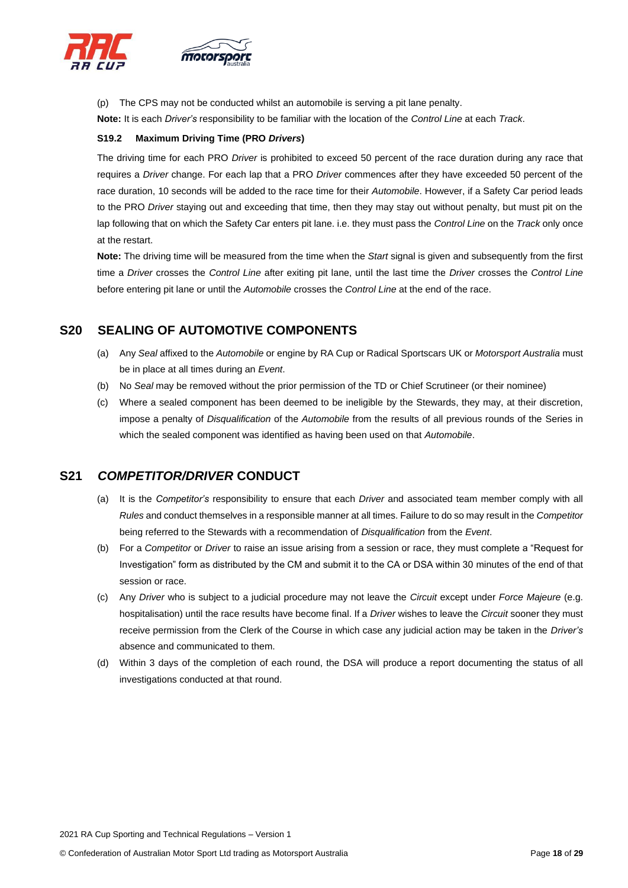(p) The CPS may not be conducted whilst an automobile is serving a pit lane penalty.

**Note:** It is each *Driver's* responsibility to be familiar with the location of the *Control Line* at each *Track*.

### S19.2 Maximum Driving Time (PRO *Drivers*)

The driving time for each PRO *Driver* is prohibited to exceed 50 percent of the race duration during any race that requires a *Driver* change. For each lap that a PRO *Driver* commences after they have exceeded 50 percent of the race duration, 10 seconds will be added to the race time for their *Automobile*. However, if a Safety Car period leads to the PRO *Driver* staying out and exceeding that time, then they may stay out without penalty, but must pit on the lap following that on which the Safety Car enters pit lane. i.e. they must pass the *Control Line* on the *Track* only once at the restart.

**Note:** The driving time will be measured from the time when the *Start* signal is given and subsequently from the first time a *Driver* crosses the *Control Line* after exiting pit lane, until the last time the *Driver* crosses the *Control Line* before entering pit lane or until the *Automobile* crosses the *Control Line* at the end of the race.

## S20 SEALING OF AUTOMOTIVE COMPONENTS

(a) Any *Seal* affixed to the *Automobile* or engine by RA Cup or Radical Sportscars UK or *Motorsport Australia* must be in place at all times during an *Event*.

(b) No *Seal* may be removed without the prior permission of the TD or Chief Scrutineer (or their nominee)

(c) Where a sealed component has been deemed to be ineligible by the Stewards, they may, at their discretion, impose a penalty of *Disqualification* of the *Automobile* from the results of all previous rounds of the Series in which the sealed component was identified as having been used on that *Automobile*.

## S21 *COMPETITOR/DRIVER* CONDUCT

(a) It is the *Competitor's* responsibility to ensure that each *Driver* and associated team member comply with all *Rules* and conduct themselves in a responsible manner at all times. Failure to do so may result in the *Competitor* being referred to the Stewards with a recommendation of *Disqualification* from the *Event*.

(b) For a *Competitor* or *Driver* to raise an issue arising from a session or race, they must complete a "Request for Investigation" form as distributed by the CM and submit it to the CA or DSA within 30 minutes of the end of that session or race.

(c) Any *Driver* who is subject to a judicial procedure may not leave the *Circuit* except under *Force Majeure* (e.g. hospitalisation) until the race results have become final. If a *Driver* wishes to leave the *Circuit* sooner they must receive permission from the Clerk of the Course in which case any judicial action may be taken in the *Driver's* absence and communicated to them.

(d) Within 3 days of the completion of each round, the DSA will produce a report documenting the status of all investigations conducted at that round.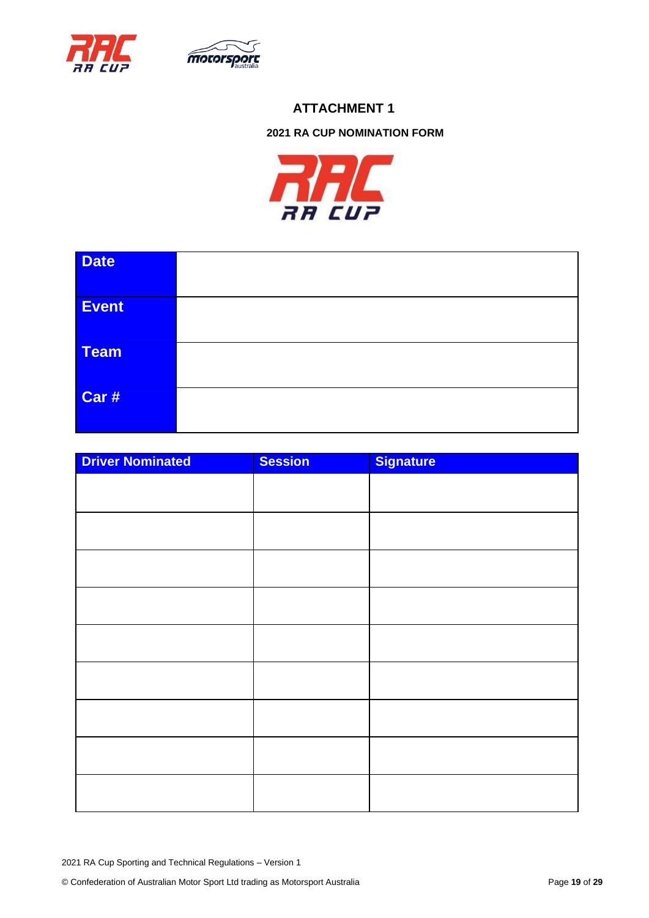# ATTACHMENT 1

## 2021 RA CUP NOMINATION FORM

| | |
|---|---|
| **Date** | |
| **Event** | |
| **Team** | |
| **Car #** | |

| Driver Nominated | Session | Signature |
|---|---|---|
| | | |
| | | |
| | | |
| | | |
| | | |
| | | |
| | | |
| | | |
| | | |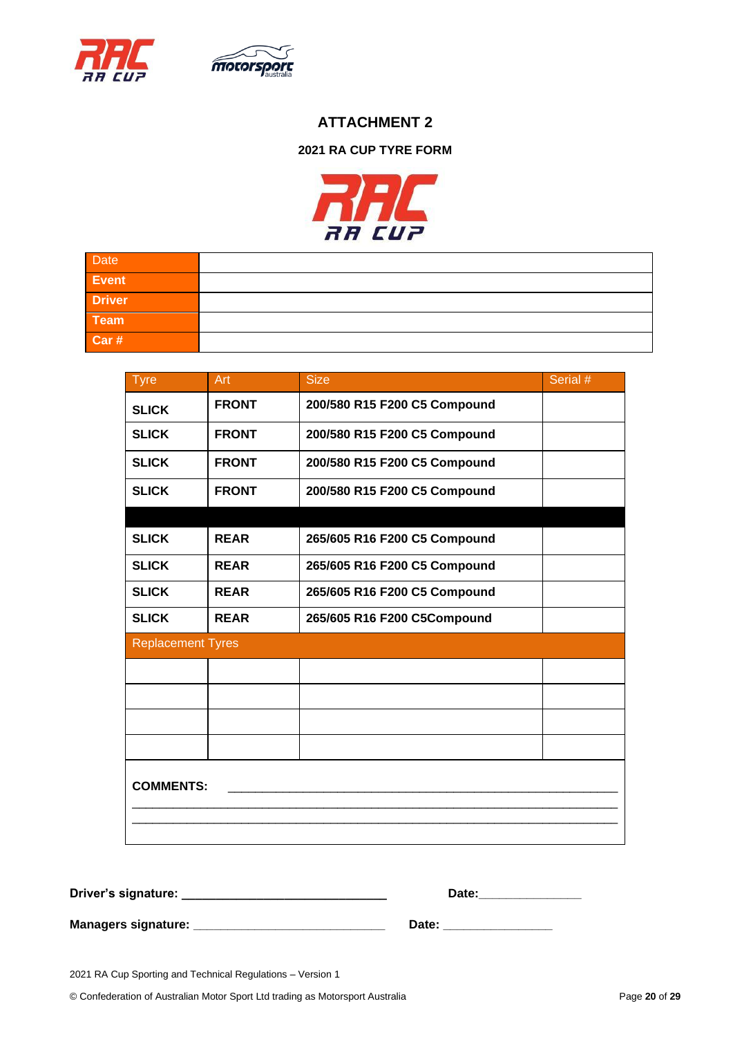## ATTACHMENT 2

### 2021 RA CUP TYRE FORM

| | |
|---|---|
| Date | |
| Event | |
| Driver | |
| Team | |
| Car # | |

| Tyre | Art | Size | Serial # |
|---|---|---|---|
| **SLICK** | **FRONT** | **200/580 R15 F200 C5 Compound** | |
| **SLICK** | **FRONT** | **200/580 R15 F200 C5 Compound** | |
| **SLICK** | **FRONT** | **200/580 R15 F200 C5 Compound** | |
| **SLICK** | **FRONT** | **200/580 R15 F200 C5 Compound** | |
| | | | |
| **SLICK** | **REAR** | **265/605 R16 F200 C5 Compound** | |
| **SLICK** | **REAR** | **265/605 R16 F200 C5 Compound** | |
| **SLICK** | **REAR** | **265/605 R16 F200 C5 Compound** | |
| **SLICK** | **REAR** | **265/605 R16 F200 C5Compound** | |
| Replacement Tyres | | | |
| | | | |
| | | | |
| | | | |
| | | | |

**COMMENTS:** ____________________________________________
______________________________________________________________
______________________________________________________________

**Driver's signature: ______________________________** **Date:_______________**

**Managers signature: ______________________________** **Date: _______________**

2021 RA Cup Sporting and Technical Regulations – Version 1

© Confederation of Australian Motor Sport Ltd trading as Motorsport Australia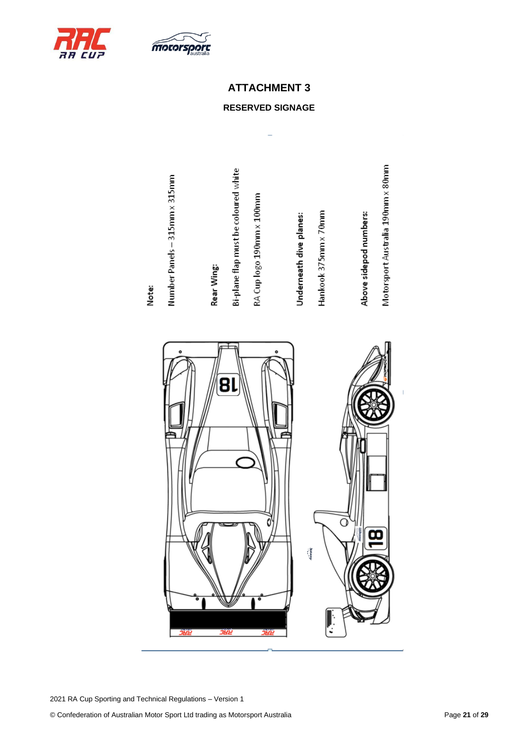# ATTACHMENT 3

## RESERVED SIGNAGE

**Note:**

Number Panels – 315mm x 315mm

**Rear Wing:**

Bi-plane flap must be coloured white

RA Cup logo 190mm x 100mm

**Underneath dive planes:**

Hankook 375mm x 70mm

**Above sidepod numbers:**

Motorsport Australia 190mm x 80mm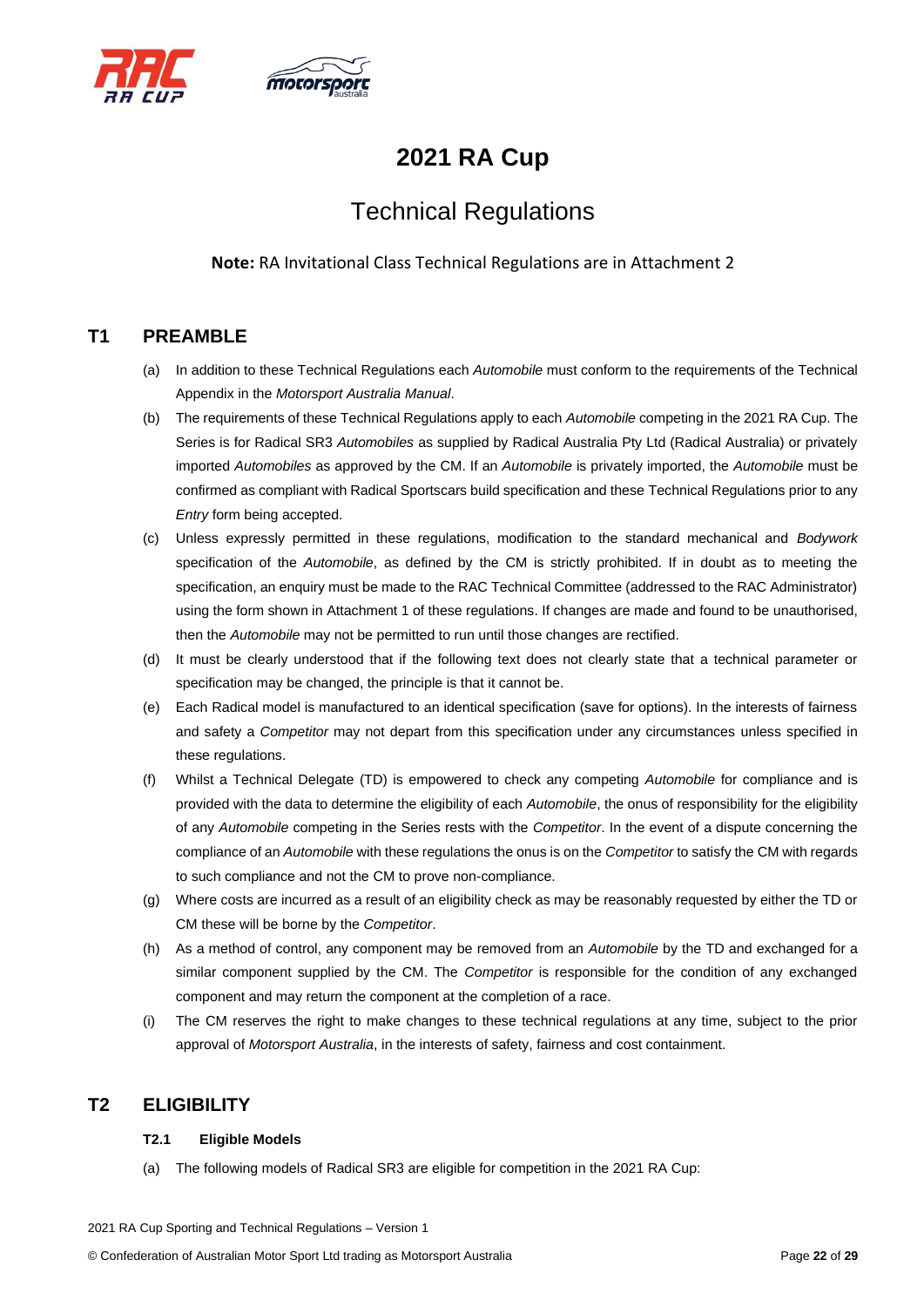# 2021 RA Cup

## Technical Regulations

**Note:** RA Invitational Class Technical Regulations are in Attachment 2

## T1 PREAMBLE

(a) In addition to these Technical Regulations each *Automobile* must conform to the requirements of the Technical Appendix in the *Motorsport Australia Manual*.

(b) The requirements of these Technical Regulations apply to each *Automobile* competing in the 2021 RA Cup. The Series is for Radical SR3 *Automobiles* as supplied by Radical Australia Pty Ltd (Radical Australia) or privately imported *Automobiles* as approved by the CM. If an *Automobile* is privately imported, the *Automobile* must be confirmed as compliant with Radical Sportscars build specification and these Technical Regulations prior to any *Entry* form being accepted.

(c) Unless expressly permitted in these regulations, modification to the standard mechanical and *Bodywork* specification of the *Automobile*, as defined by the CM is strictly prohibited. If in doubt as to meeting the specification, an enquiry must be made to the RAC Technical Committee (addressed to the RAC Administrator) using the form shown in Attachment 1 of these regulations. If changes are made and found to be unauthorised, then the *Automobile* may not be permitted to run until those changes are rectified.

(d) It must be clearly understood that if the following text does not clearly state that a technical parameter or specification may be changed, the principle is that it cannot be.

(e) Each Radical model is manufactured to an identical specification (save for options). In the interests of fairness and safety a *Competitor* may not depart from this specification under any circumstances unless specified in these regulations.

(f) Whilst a Technical Delegate (TD) is empowered to check any competing *Automobile* for compliance and is provided with the data to determine the eligibility of each *Automobile*, the onus of responsibility for the eligibility of any *Automobile* competing in the Series rests with the *Competitor*. In the event of a dispute concerning the compliance of an *Automobile* with these regulations the onus is on the *Competitor* to satisfy the CM with regards to such compliance and not the CM to prove non-compliance.

(g) Where costs are incurred as a result of an eligibility check as may be reasonably requested by either the TD or CM these will be borne by the *Competitor*.

(h) As a method of control, any component may be removed from an *Automobile* by the TD and exchanged for a similar component supplied by the CM. The *Competitor* is responsible for the condition of any exchanged component and may return the component at the completion of a race.

(i) The CM reserves the right to make changes to these technical regulations at any time, subject to the prior approval of *Motorsport Australia*, in the interests of safety, fairness and cost containment.

## T2 ELIGIBILITY

### T2.1 Eligible Models

(a) The following models of Radical SR3 are eligible for competition in the 2021 RA Cup: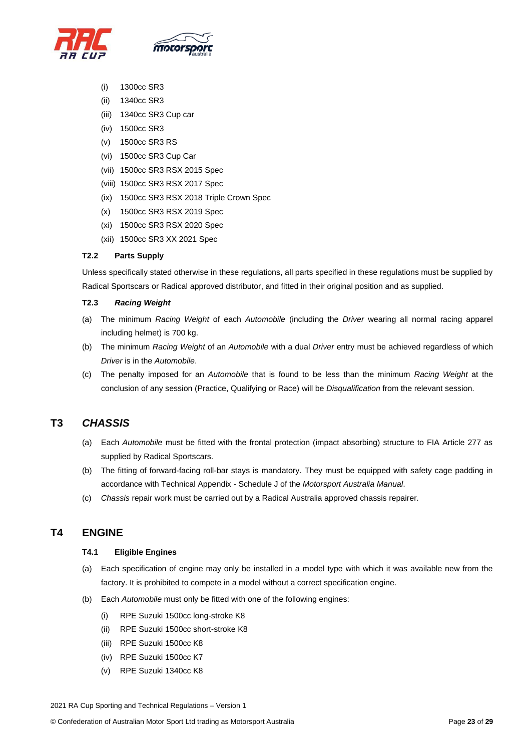(i) 1300cc SR3

(ii) 1340cc SR3

(iii) 1340cc SR3 Cup car

(iv) 1500cc SR3

(v) 1500cc SR3 RS

(vi) 1500cc SR3 Cup Car

(vii) 1500cc SR3 RSX 2015 Spec

(viii) 1500cc SR3 RSX 2017 Spec

(ix) 1500cc SR3 RSX 2018 Triple Crown Spec

(x) 1500cc SR3 RSX 2019 Spec

(xi) 1500cc SR3 RSX 2020 Spec

(xii) 1500cc SR3 XX 2021 Spec

### T2.2 Parts Supply

Unless specifically stated otherwise in these regulations, all parts specified in these regulations must be supplied by Radical Sportscars or Radical approved distributor, and fitted in their original position and as supplied.

### T2.3 *Racing Weight*

(a) The minimum *Racing Weight* of each *Automobile* (including the *Driver* wearing all normal racing apparel including helmet) is 700 kg.

(b) The minimum *Racing Weight* of an *Automobile* with a dual *Driver* entry must be achieved regardless of which *Driver* is in the *Automobile*.

(c) The penalty imposed for an *Automobile* that is found to be less than the minimum *Racing Weight* at the conclusion of any session (Practice, Qualifying or Race) will be *Disqualification* from the relevant session.

## T3 *CHASSIS*

(a) Each *Automobile* must be fitted with the frontal protection (impact absorbing) structure to FIA Article 277 as supplied by Radical Sportscars.

(b) The fitting of forward-facing roll-bar stays is mandatory. They must be equipped with safety cage padding in accordance with Technical Appendix - Schedule J of the *Motorsport Australia Manual*.

(c) *Chassis* repair work must be carried out by a Radical Australia approved chassis repairer.

## T4 ENGINE

### T4.1 Eligible Engines

(a) Each specification of engine may only be installed in a model type with which it was available new from the factory. It is prohibited to compete in a model without a correct specification engine.

(b) Each *Automobile* must only be fitted with one of the following engines:

(i) RPE Suzuki 1500cc long-stroke K8

(ii) RPE Suzuki 1500cc short-stroke K8

(iii) RPE Suzuki 1500cc K8

(iv) RPE Suzuki 1500cc K7

(v) RPE Suzuki 1340cc K8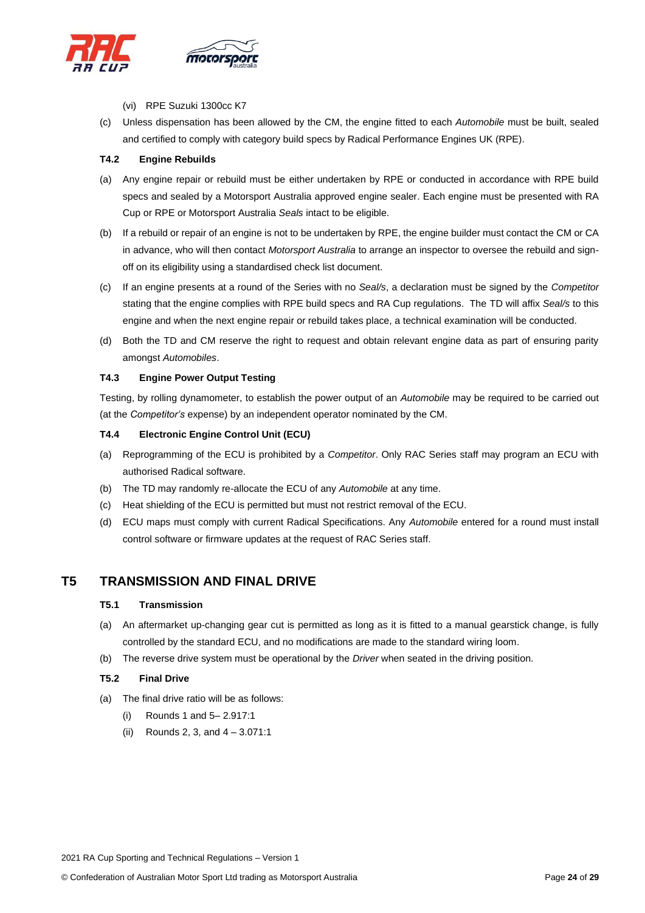(vi) RPE Suzuki 1300cc K7

(c) Unless dispensation has been allowed by the CM, the engine fitted to each *Automobile* must be built, sealed and certified to comply with category build specs by Radical Performance Engines UK (RPE).

### T4.2 Engine Rebuilds

(a) Any engine repair or rebuild must be either undertaken by RPE or conducted in accordance with RPE build specs and sealed by a Motorsport Australia approved engine sealer. Each engine must be presented with RA Cup or RPE or Motorsport Australia *Seals* intact to be eligible.

(b) If a rebuild or repair of an engine is not to be undertaken by RPE, the engine builder must contact the CM or CA in advance, who will then contact *Motorsport Australia* to arrange an inspector to oversee the rebuild and sign-off on its eligibility using a standardised check list document.

(c) If an engine presents at a round of the Series with no *Seal/s*, a declaration must be signed by the *Competitor* stating that the engine complies with RPE build specs and RA Cup regulations. The TD will affix *Seal/s* to this engine and when the next engine repair or rebuild takes place, a technical examination will be conducted.

(d) Both the TD and CM reserve the right to request and obtain relevant engine data as part of ensuring parity amongst *Automobiles*.

### T4.3 Engine Power Output Testing

Testing, by rolling dynamometer, to establish the power output of an *Automobile* may be required to be carried out (at the *Competitor's* expense) by an independent operator nominated by the CM.

### T4.4 Electronic Engine Control Unit (ECU)

(a) Reprogramming of the ECU is prohibited by a *Competitor*. Only RAC Series staff may program an ECU with authorised Radical software.

(b) The TD may randomly re-allocate the ECU of any *Automobile* at any time.

(c) Heat shielding of the ECU is permitted but must not restrict removal of the ECU.

(d) ECU maps must comply with current Radical Specifications. Any *Automobile* entered for a round must install control software or firmware updates at the request of RAC Series staff.

## T5 TRANSMISSION AND FINAL DRIVE

### T5.1 Transmission

(a) An aftermarket up-changing gear cut is permitted as long as it is fitted to a manual gearstick change, is fully controlled by the standard ECU, and no modifications are made to the standard wiring loom.

(b) The reverse drive system must be operational by the *Driver* when seated in the driving position.

### T5.2 Final Drive

(a) The final drive ratio will be as follows:

(i) Rounds 1 and 5– 2.917:1

(ii) Rounds 2, 3, and 4 – 3.071:1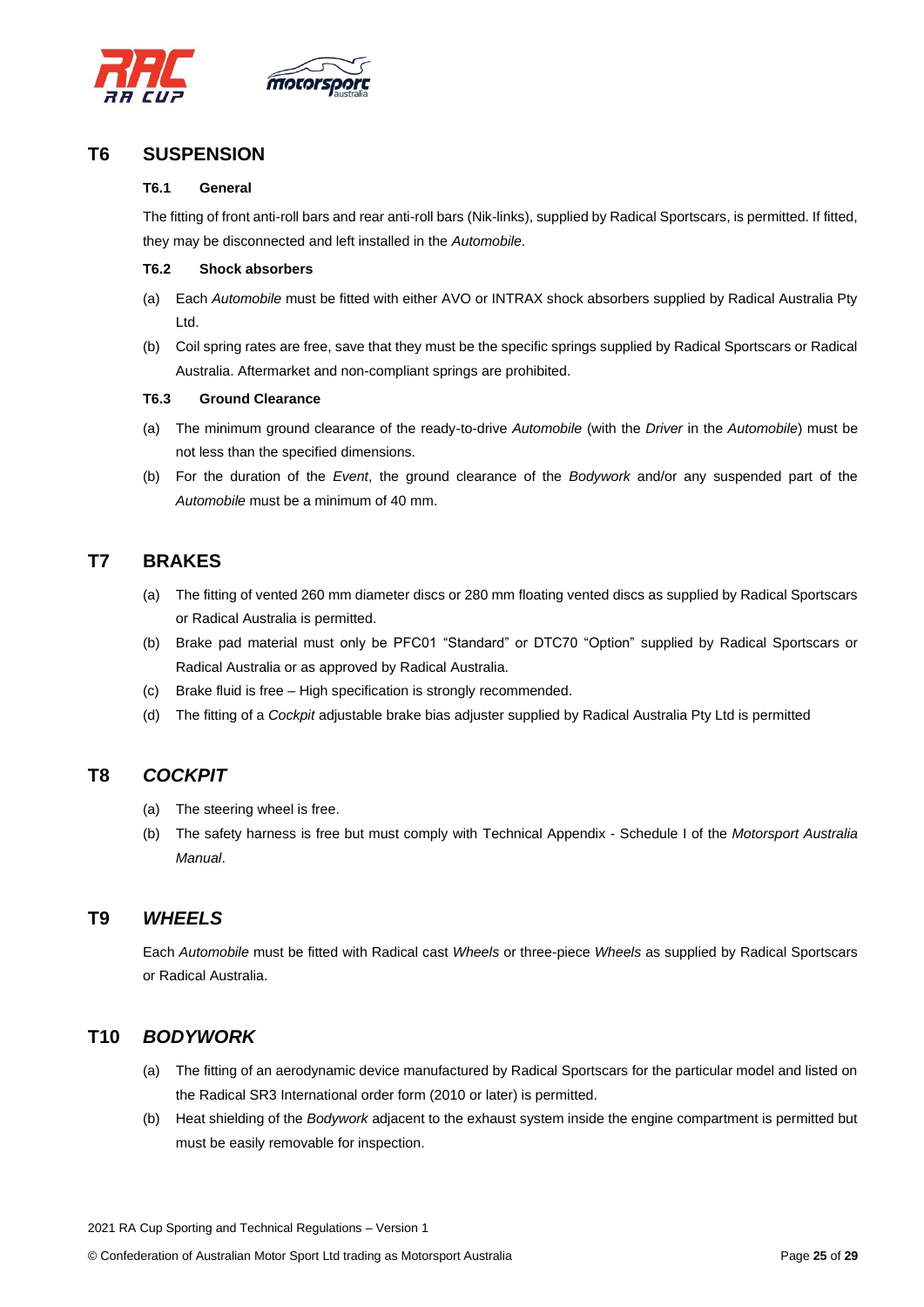## T6 SUSPENSION

### T6.1 General

The fitting of front anti-roll bars and rear anti-roll bars (Nik-links), supplied by Radical Sportscars, is permitted. If fitted, they may be disconnected and left installed in the *Automobile*.

### T6.2 Shock absorbers

(a) Each *Automobile* must be fitted with either AVO or INTRAX shock absorbers supplied by Radical Australia Pty Ltd.

(b) Coil spring rates are free, save that they must be the specific springs supplied by Radical Sportscars or Radical Australia. Aftermarket and non-compliant springs are prohibited.

### T6.3 Ground Clearance

(a) The minimum ground clearance of the ready-to-drive *Automobile* (with the *Driver* in the *Automobile*) must be not less than the specified dimensions.

(b) For the duration of the *Event*, the ground clearance of the *Bodywork* and/or any suspended part of the *Automobile* must be a minimum of 40 mm.

## T7 BRAKES

(a) The fitting of vented 260 mm diameter discs or 280 mm floating vented discs as supplied by Radical Sportscars or Radical Australia is permitted.

(b) Brake pad material must only be PFC01 “Standard” or DTC70 “Option” supplied by Radical Sportscars or Radical Australia or as approved by Radical Australia.

(c) Brake fluid is free – High specification is strongly recommended.

(d) The fitting of a *Cockpit* adjustable brake bias adjuster supplied by Radical Australia Pty Ltd is permitted

## T8 *COCKPIT*

(a) The steering wheel is free.

(b) The safety harness is free but must comply with Technical Appendix - Schedule I of the *Motorsport Australia Manual*.

## T9 *WHEELS*

Each *Automobile* must be fitted with Radical cast *Wheels* or three-piece *Wheels* as supplied by Radical Sportscars or Radical Australia.

## T10 *BODYWORK*

(a) The fitting of an aerodynamic device manufactured by Radical Sportscars for the particular model and listed on the Radical SR3 International order form (2010 or later) is permitted.

(b) Heat shielding of the *Bodywork* adjacent to the exhaust system inside the engine compartment is permitted but must be easily removable for inspection.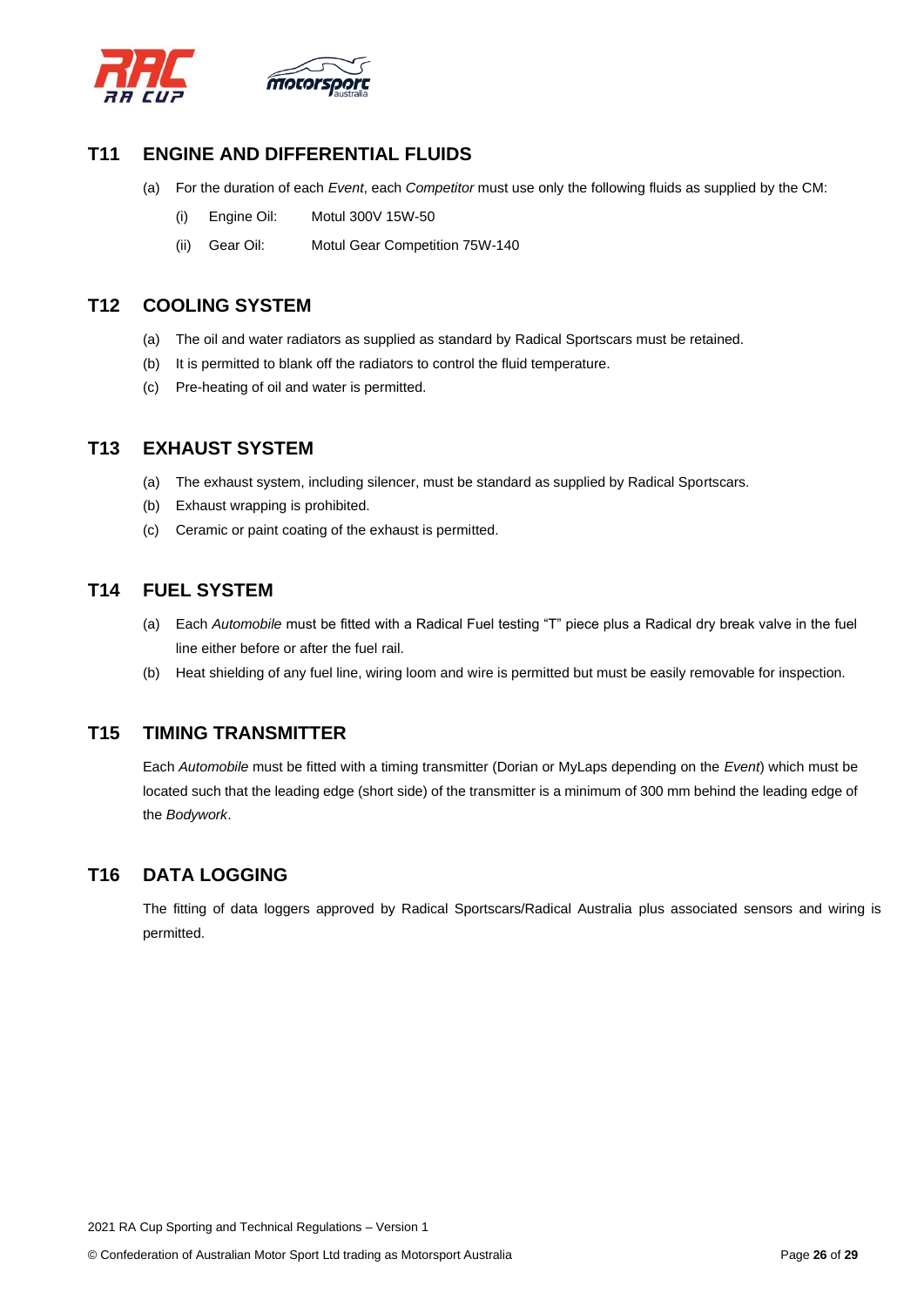## T11 ENGINE AND DIFFERENTIAL FLUIDS

(a) For the duration of each *Event*, each *Competitor* must use only the following fluids as supplied by the CM:

(i) Engine Oil: Motul 300V 15W-50

(ii) Gear Oil: Motul Gear Competition 75W-140

## T12 COOLING SYSTEM

(a) The oil and water radiators as supplied as standard by Radical Sportscars must be retained.

(b) It is permitted to blank off the radiators to control the fluid temperature.

(c) Pre-heating of oil and water is permitted.

## T13 EXHAUST SYSTEM

(a) The exhaust system, including silencer, must be standard as supplied by Radical Sportscars.

(b) Exhaust wrapping is prohibited.

(c) Ceramic or paint coating of the exhaust is permitted.

## T14 FUEL SYSTEM

(a) Each *Automobile* must be fitted with a Radical Fuel testing "T" piece plus a Radical dry break valve in the fuel line either before or after the fuel rail.

(b) Heat shielding of any fuel line, wiring loom and wire is permitted but must be easily removable for inspection.

## T15 TIMING TRANSMITTER

Each *Automobile* must be fitted with a timing transmitter (Dorian or MyLaps depending on the *Event*) which must be located such that the leading edge (short side) of the transmitter is a minimum of 300 mm behind the leading edge of the *Bodywork*.

## T16 DATA LOGGING

The fitting of data loggers approved by Radical Sportscars/Radical Australia plus associated sensors and wiring is permitted.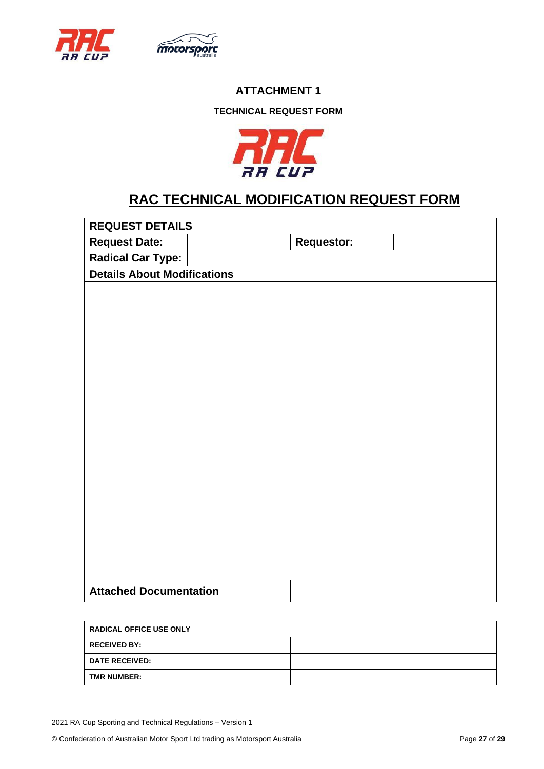# ATTACHMENT 1

**TECHNICAL REQUEST FORM**

## RAC TECHNICAL MODIFICATION REQUEST FORM

| | | | |
|---|---|---|---|
| **REQUEST DETAILS** | | | |
| **Request Date:** | | **Requestor:** | |
| **Radical Car Type:** | | | |
| **Details About Modifications** | | | |
| | | | |
| **Attached Documentation** | | | |

| | |
|---|---|
| **RADICAL OFFICE USE ONLY** | |
| **RECEIVED BY:** | |
| **DATE RECEIVED:** | |
| **TMR NUMBER:** | |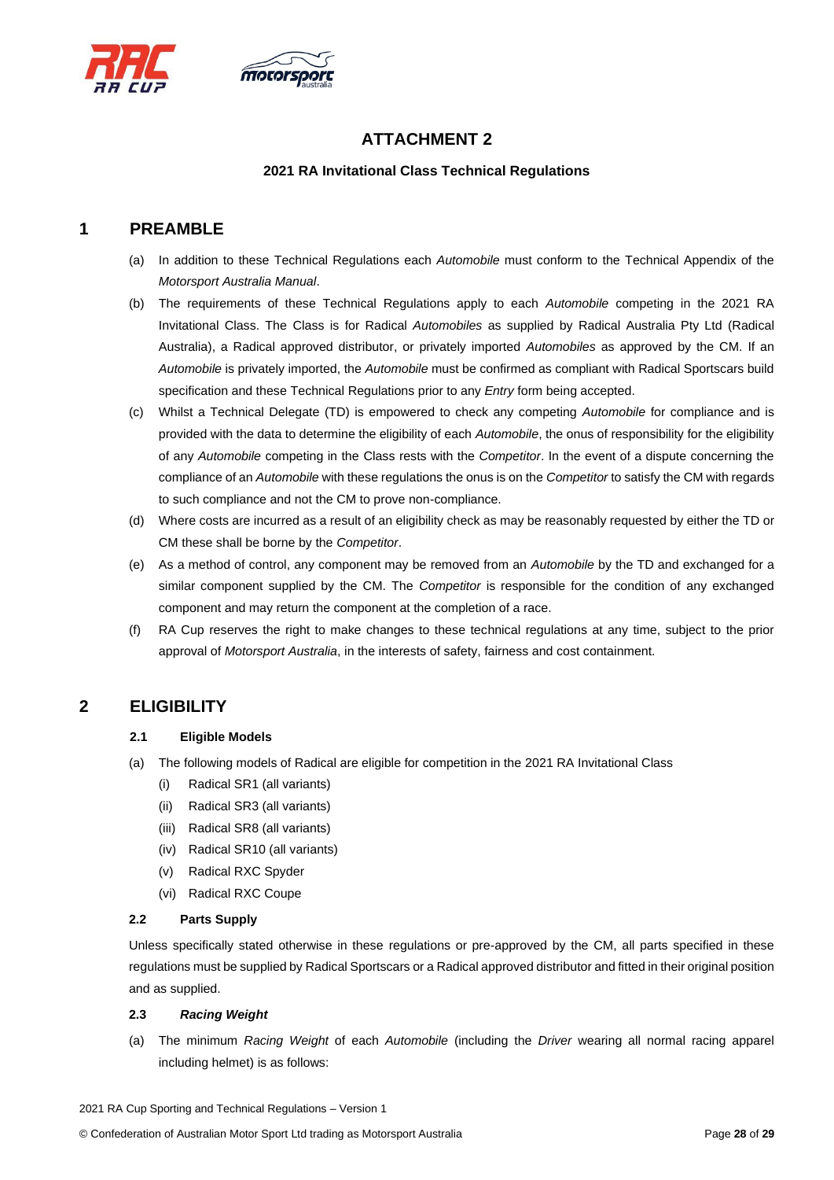# ATTACHMENT 2

**2021 RA Invitational Class Technical Regulations**

## 1 PREAMBLE

(a) In addition to these Technical Regulations each *Automobile* must conform to the Technical Appendix of the *Motorsport Australia Manual*.

(b) The requirements of these Technical Regulations apply to each *Automobile* competing in the 2021 RA Invitational Class. The Class is for Radical *Automobiles* as supplied by Radical Australia Pty Ltd (Radical Australia), a Radical approved distributor, or privately imported *Automobiles* as approved by the CM. If an *Automobile* is privately imported, the *Automobile* must be confirmed as compliant with Radical Sportscars build specification and these Technical Regulations prior to any *Entry* form being accepted.

(c) Whilst a Technical Delegate (TD) is empowered to check any competing *Automobile* for compliance and is provided with the data to determine the eligibility of each *Automobile*, the onus of responsibility for the eligibility of any *Automobile* competing in the Class rests with the *Competitor*. In the event of a dispute concerning the compliance of an *Automobile* with these regulations the onus is on the *Competitor* to satisfy the CM with regards to such compliance and not the CM to prove non-compliance.

(d) Where costs are incurred as a result of an eligibility check as may be reasonably requested by either the TD or CM these shall be borne by the *Competitor*.

(e) As a method of control, any component may be removed from an *Automobile* by the TD and exchanged for a similar component supplied by the CM. The *Competitor* is responsible for the condition of any exchanged component and may return the component at the completion of a race.

(f) RA Cup reserves the right to make changes to these technical regulations at any time, subject to the prior approval of *Motorsport Australia*, in the interests of safety, fairness and cost containment.

## 2 ELIGIBILITY

### 2.1 Eligible Models

(a) The following models of Radical are eligible for competition in the 2021 RA Invitational Class

- (i) Radical SR1 (all variants)
- (ii) Radical SR3 (all variants)
- (iii) Radical SR8 (all variants)
- (iv) Radical SR10 (all variants)
- (v) Radical RXC Spyder
- (vi) Radical RXC Coupe

### 2.2 Parts Supply

Unless specifically stated otherwise in these regulations or pre-approved by the CM, all parts specified in these regulations must be supplied by Radical Sportscars or a Radical approved distributor and fitted in their original position and as supplied.

### 2.3 *Racing Weight*

(a) The minimum *Racing Weight* of each *Automobile* (including the *Driver* wearing all normal racing apparel including helmet) is as follows: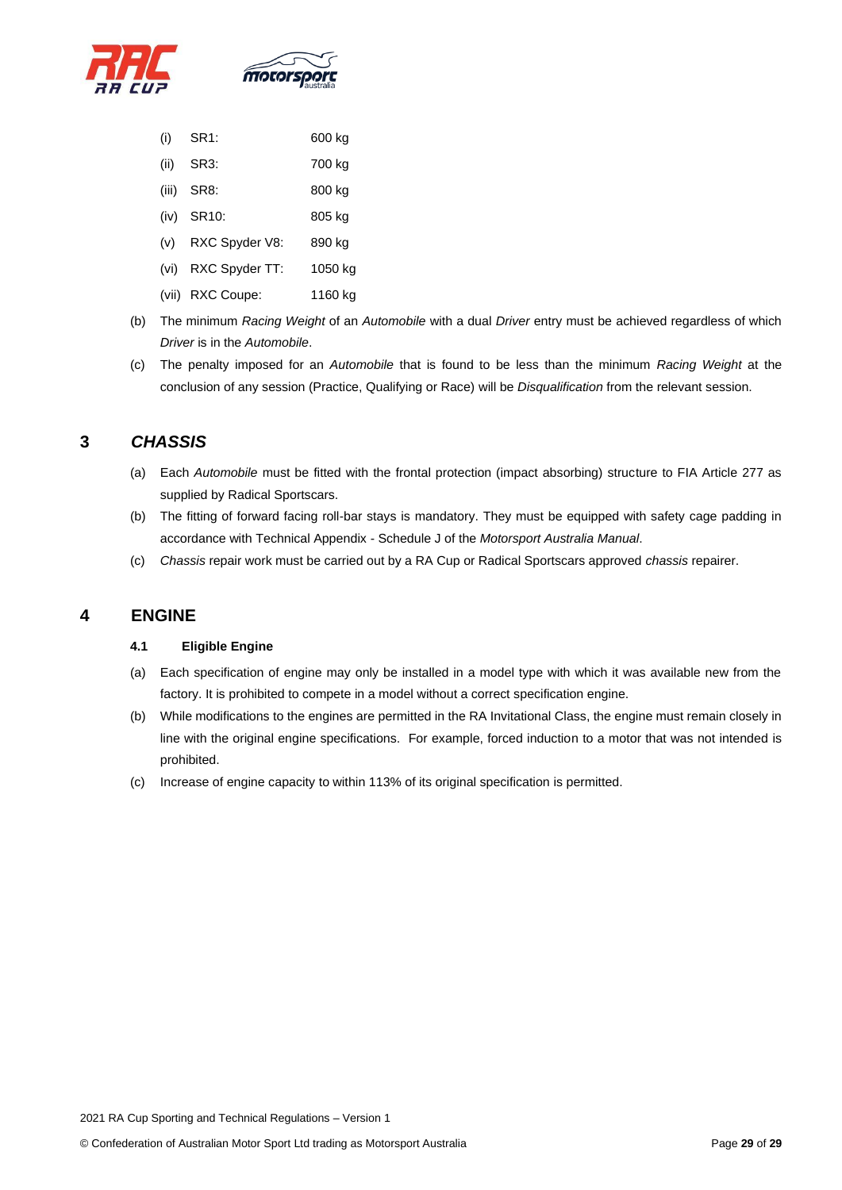(i) SR1: 600 kg

(ii) SR3: 700 kg

(iii) SR8: 800 kg

(iv) SR10: 805 kg

(v) RXC Spyder V8: 890 kg

(vi) RXC Spyder TT: 1050 kg

(vii) RXC Coupe: 1160 kg

(b) The minimum *Racing Weight* of an *Automobile* with a dual *Driver* entry must be achieved regardless of which *Driver* is in the *Automobile*.

(c) The penalty imposed for an *Automobile* that is found to be less than the minimum *Racing Weight* at the conclusion of any session (Practice, Qualifying or Race) will be *Disqualification* from the relevant session.

## 3 *CHASSIS*

(a) Each *Automobile* must be fitted with the frontal protection (impact absorbing) structure to FIA Article 277 as supplied by Radical Sportscars.

(b) The fitting of forward facing roll-bar stays is mandatory. They must be equipped with safety cage padding in accordance with Technical Appendix - Schedule J of the *Motorsport Australia Manual*.

(c) *Chassis* repair work must be carried out by a RA Cup or Radical Sportscars approved *chassis* repairer.

## 4 ENGINE

### 4.1 Eligible Engine

(a) Each specification of engine may only be installed in a model type with which it was available new from the factory. It is prohibited to compete in a model without a correct specification engine.

(b) While modifications to the engines are permitted in the RA Invitational Class, the engine must remain closely in line with the original engine specifications. For example, forced induction to a motor that was not intended is prohibited.

(c) Increase of engine capacity to within 113% of its original specification is permitted.